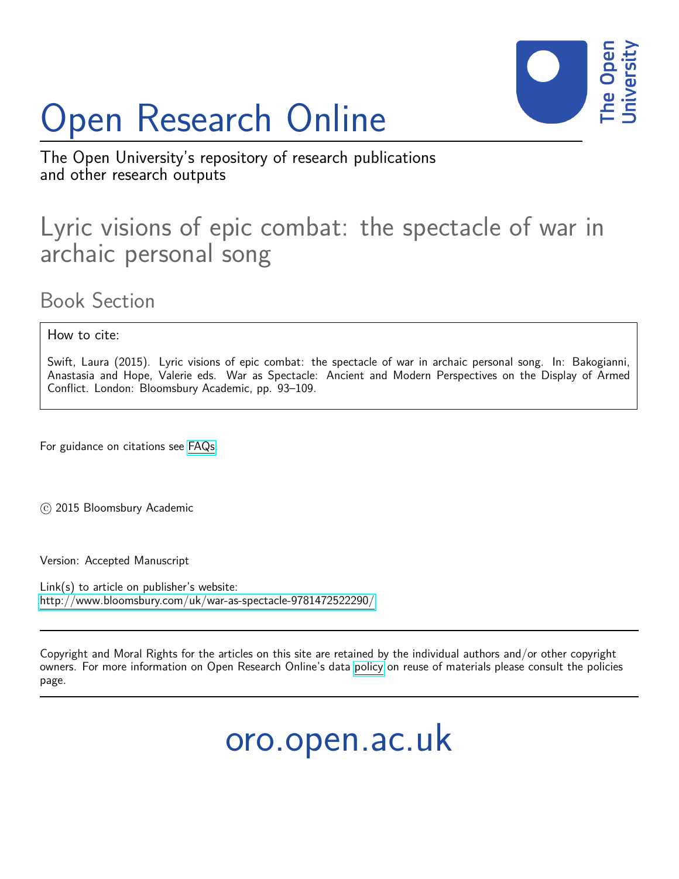# Open Research Online

The Open University's repository of research publications and other research outputs

## Lyric visions of epic combat: the spectacle of war in archaic personal song

### Book Section

How to cite:

Swift, Laura (2015). Lyric visions of epic combat: the spectacle of war in archaic personal song. In: Bakogianni, Anastasia and Hope, Valerie eds. War as Spectacle: Ancient and Modern Perspectives on the Display of Armed Conflict. London: Bloomsbury Academic, pp. 93–109.

For guidance on citations see FAQs.

© 2015 Bloomsbury Academic

Version: Accepted Manuscript

Link(s) to article on publisher's website:
http://www.bloomsbury.com/uk/war-as-spectacle-9781472522290/

Copyright and Moral Rights for the articles on this site are retained by the individual authors and/or other copyright owners. For more information on Open Research Online's data policy on reuse of materials please consult the policies page.

oro.open.ac.uk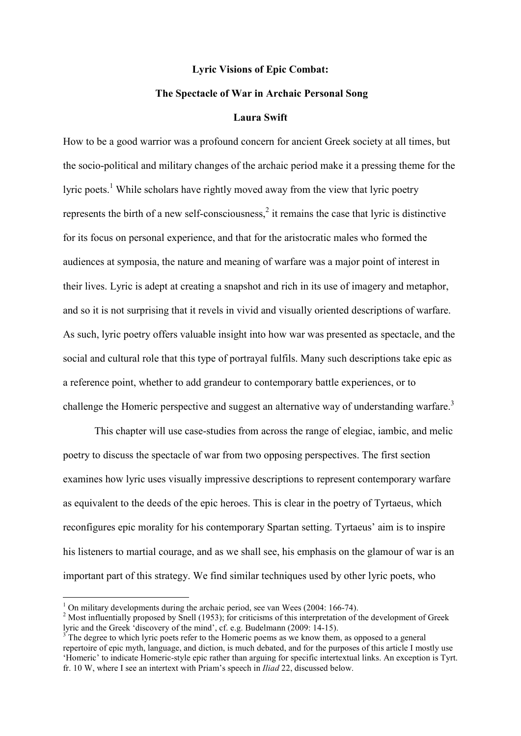**Lyric Visions of Epic Combat:**

**The Spectacle of War in Archaic Personal Song**

**Laura Swift**

How to be a good warrior was a profound concern for ancient Greek society at all times, but the socio-political and military changes of the archaic period make it a pressing theme for the lyric poets.[1] While scholars have rightly moved away from the view that lyric poetry represents the birth of a new self-consciousness,[2] it remains the case that lyric is distinctive for its focus on personal experience, and that for the aristocratic males who formed the audiences at symposia, the nature and meaning of warfare was a major point of interest in their lives. Lyric is adept at creating a snapshot and rich in its use of imagery and metaphor, and so it is not surprising that it revels in vivid and visually oriented descriptions of warfare. As such, lyric poetry offers valuable insight into how war was presented as spectacle, and the social and cultural role that this type of portrayal fulfils. Many such descriptions take epic as a reference point, whether to add grandeur to contemporary battle experiences, or to challenge the Homeric perspective and suggest an alternative way of understanding warfare.[3]

This chapter will use case-studies from across the range of elegiac, iambic, and melic poetry to discuss the spectacle of war from two opposing perspectives. The first section examines how lyric uses visually impressive descriptions to represent contemporary warfare as equivalent to the deeds of the epic heroes. This is clear in the poetry of Tyrtaeus, which reconfigures epic morality for his contemporary Spartan setting. Tyrtaeus' aim is to inspire his listeners to martial courage, and as we shall see, his emphasis on the glamour of war is an important part of this strategy. We find similar techniques used by other lyric poets, who

---

[1] On military developments during the archaic period, see van Wees (2004: 166-74).

[2] Most influentially proposed by Snell (1953); for criticisms of this interpretation of the development of Greek lyric and the Greek 'discovery of the mind', cf. e.g. Budelmann (2009: 14-15).

[3] The degree to which lyric poets refer to the Homeric poems as we know them, as opposed to a general repertoire of epic myth, language, and diction, is much debated, and for the purposes of this article I mostly use 'Homeric' to indicate Homeric-style epic rather than arguing for specific intertextual links. An exception is Tyrt. fr. 10 W, where I see an intertext with Priam's speech in *Iliad* 22, discussed below.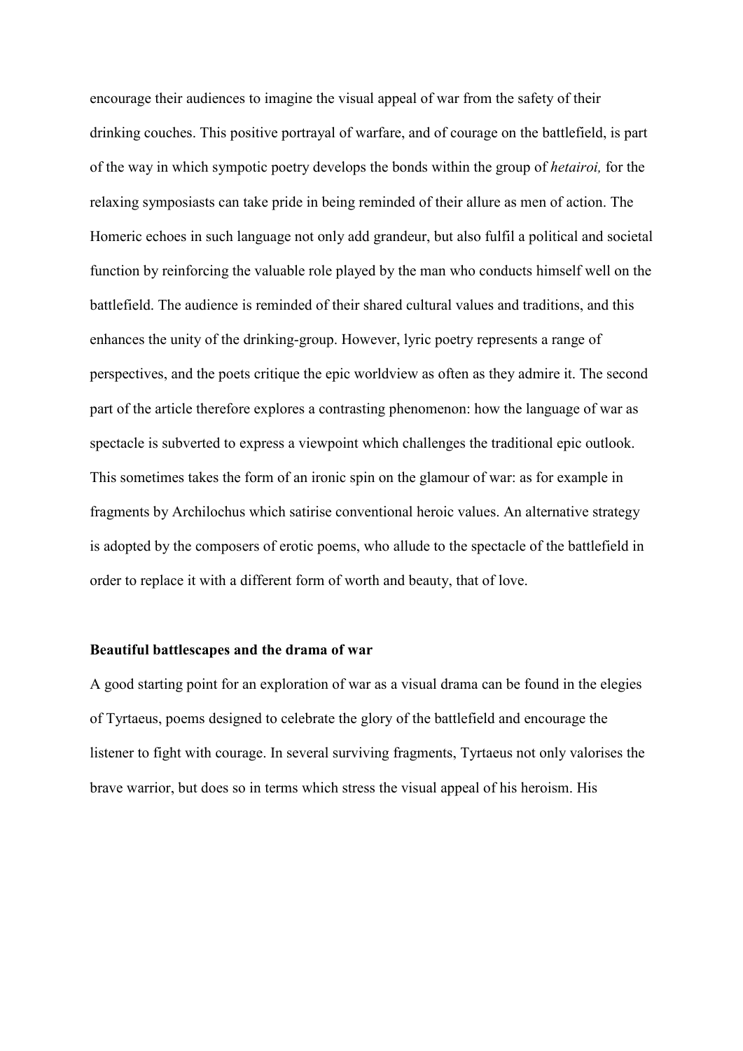encourage their audiences to imagine the visual appeal of war from the safety of their drinking couches. This positive portrayal of warfare, and of courage on the battlefield, is part of the way in which sympotic poetry develops the bonds within the group of *hetairoi,* for the relaxing symposiasts can take pride in being reminded of their allure as men of action. The Homeric echoes in such language not only add grandeur, but also fulfil a political and societal function by reinforcing the valuable role played by the man who conducts himself well on the battlefield. The audience is reminded of their shared cultural values and traditions, and this enhances the unity of the drinking-group. However, lyric poetry represents a range of perspectives, and the poets critique the epic worldview as often as they admire it. The second part of the article therefore explores a contrasting phenomenon: how the language of war as spectacle is subverted to express a viewpoint which challenges the traditional epic outlook. This sometimes takes the form of an ironic spin on the glamour of war: as for example in fragments by Archilochus which satirise conventional heroic values. An alternative strategy is adopted by the composers of erotic poems, who allude to the spectacle of the battlefield in order to replace it with a different form of worth and beauty, that of love.

## Beautiful battlescapes and the drama of war

A good starting point for an exploration of war as a visual drama can be found in the elegies of Tyrtaeus, poems designed to celebrate the glory of the battlefield and encourage the listener to fight with courage. In several surviving fragments, Tyrtaeus not only valorises the brave warrior, but does so in terms which stress the visual appeal of his heroism. His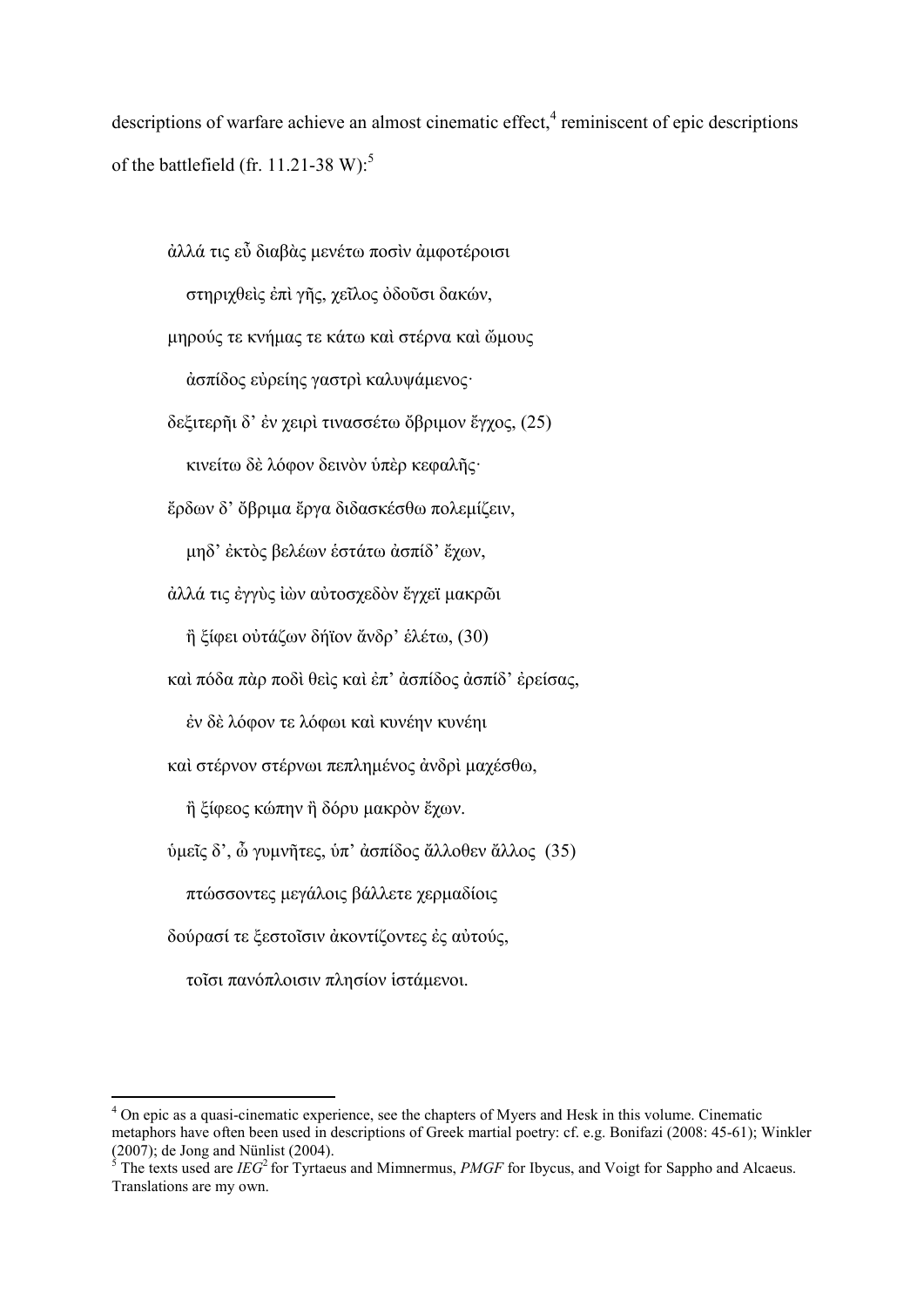descriptions of warfare achieve an almost cinematic effect,[4] reminiscent of epic descriptions of the battlefield (fr. 11.21-38 W):[5]

> ἀλλά τις εὖ διαβὰς μενέτω ποσὶν ἀμφοτέροισι
>     στηριχθεὶς ἐπὶ γῆς, χεῖλος ὀδοῦσι δακών,
> μηρούς τε κνήμας τε κάτω καὶ στέρνα καὶ ὤμους
>     ἀσπίδος εὐρείης γαστρὶ καλυψάμενος·
> δεξιτερῆι δ' ἐν χειρὶ τινασσέτω ὄβριμον ἔγχος, (25)
>     κινείτω δὲ λόφον δεινὸν ὑπὲρ κεφαλῆς·
> ἔρδων δ' ὄβριμα ἔργα διδασκέσθω πολεμίζειν,
>     μηδ' ἐκτὸς βελέων ἑστάτω ἀσπίδ' ἔχων,
> ἀλλά τις ἐγγὺς ἰὼν αὐτοσχεδὸν ἔγχεϊ μακρῶι
>     ἢ ξίφει οὐτάζων δήϊον ἄνδρ' ἑλέτω, (30)
> καὶ πόδα πὰρ ποδὶ θεὶς καὶ ἐπ' ἀσπίδος ἀσπίδ' ἐρείσας,
>     ἐν δὲ λόφον τε λόφωι καὶ κυνέην κυνέηι
> καὶ στέρνον στέρνωι πεπλημένος ἀνδρὶ μαχέσθω,
>     ἢ ξίφεος κώπην ἢ δόρυ μακρὸν ἔχων.
> ὑμεῖς δ', ὦ γυμνῆτες, ὑπ' ἀσπίδος ἄλλοθεν ἄλλος (35)
>     πτώσσοντες μεγάλοις βάλλετε χερμαδίοις
> δούρασί τε ξεστοῖσιν ἀκοντίζοντες ἐς αὐτούς,
>     τοῖσι πανόπλοισιν πλησίον ἱστάμενοι.

---

[4] On epic as a quasi-cinematic experience, see the chapters of Myers and Hesk in this volume. Cinematic metaphors have often been used in descriptions of Greek martial poetry: cf. e.g. Bonifazi (2008: 45-61); Winkler (2007); de Jong and Nünlist (2004).

[5] The texts used are *IEG*[2] for Tyrtaeus and Mimnermus, *PMGF* for Ibycus, and Voigt for Sappho and Alcaeus. Translations are my own.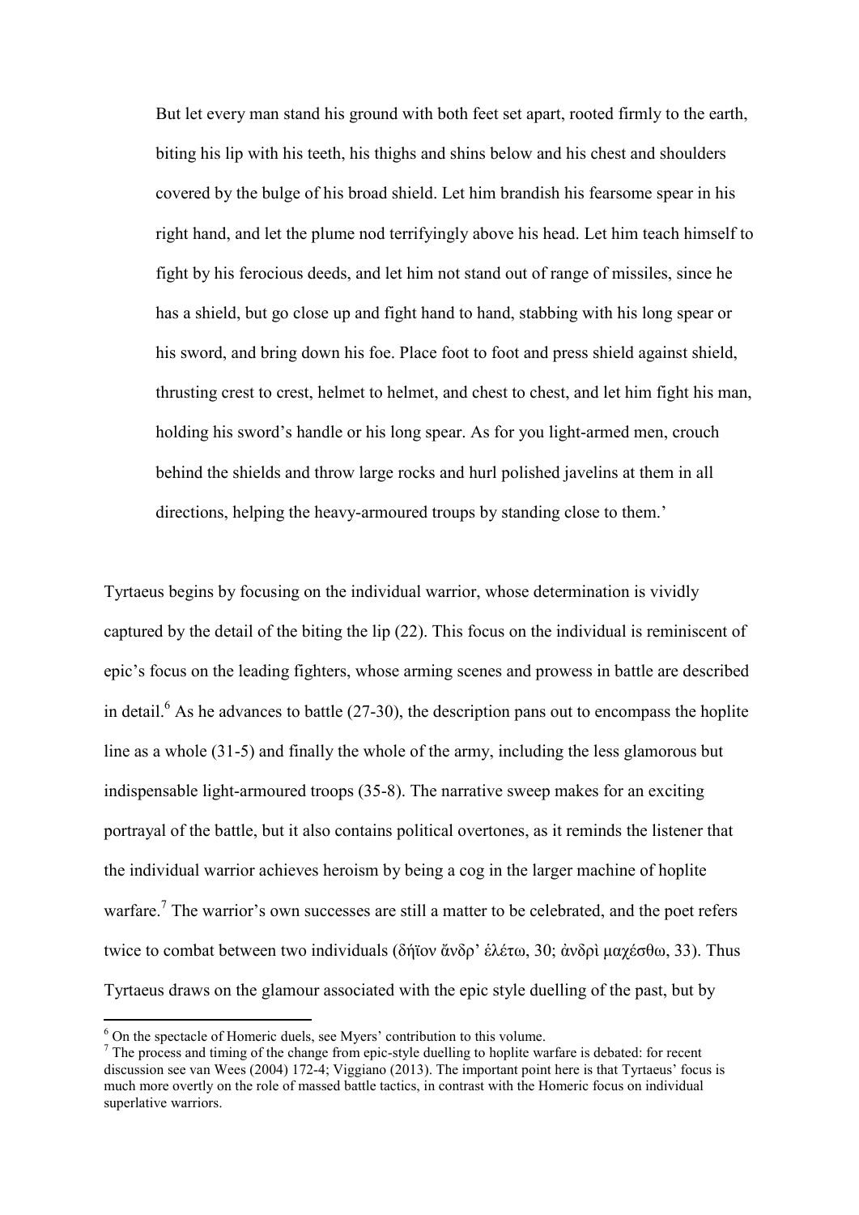> But let every man stand his ground with both feet set apart, rooted firmly to the earth, biting his lip with his teeth, his thighs and shins below and his chest and shoulders covered by the bulge of his broad shield. Let him brandish his fearsome spear in his right hand, and let the plume nod terrifyingly above his head. Let him teach himself to fight by his ferocious deeds, and let him not stand out of range of missiles, since he has a shield, but go close up and fight hand to hand, stabbing with his long spear or his sword, and bring down his foe. Place foot to foot and press shield against shield, thrusting crest to crest, helmet to helmet, and chest to chest, and let him fight his man, holding his sword's handle or his long spear. As for you light-armed men, crouch behind the shields and throw large rocks and hurl polished javelins at them in all directions, helping the heavy-armoured troups by standing close to them.'

Tyrtaeus begins by focusing on the individual warrior, whose determination is vividly captured by the detail of the biting the lip (22). This focus on the individual is reminiscent of epic's focus on the leading fighters, whose arming scenes and prowess in battle are described in detail.[6] As he advances to battle (27-30), the description pans out to encompass the hoplite line as a whole (31-5) and finally the whole of the army, including the less glamorous but indispensable light-armoured troops (35-8). The narrative sweep makes for an exciting portrayal of the battle, but it also contains political overtones, as it reminds the listener that the individual warrior achieves heroism by being a cog in the larger machine of hoplite warfare.[7] The warrior's own successes are still a matter to be celebrated, and the poet refers twice to combat between two individuals (δήϊον ἄνδρ' ἑλέτω, 30; ἀνδρὶ μαχέσθω, 33). Thus Tyrtaeus draws on the glamour associated with the epic style duelling of the past, but by

[6] On the spectacle of Homeric duels, see Myers' contribution to this volume.

[7] The process and timing of the change from epic-style duelling to hoplite warfare is debated: for recent discussion see van Wees (2004) 172-4; Viggiano (2013). The important point here is that Tyrtaeus' focus is much more overtly on the role of massed battle tactics, in contrast with the Homeric focus on individual superlative warriors.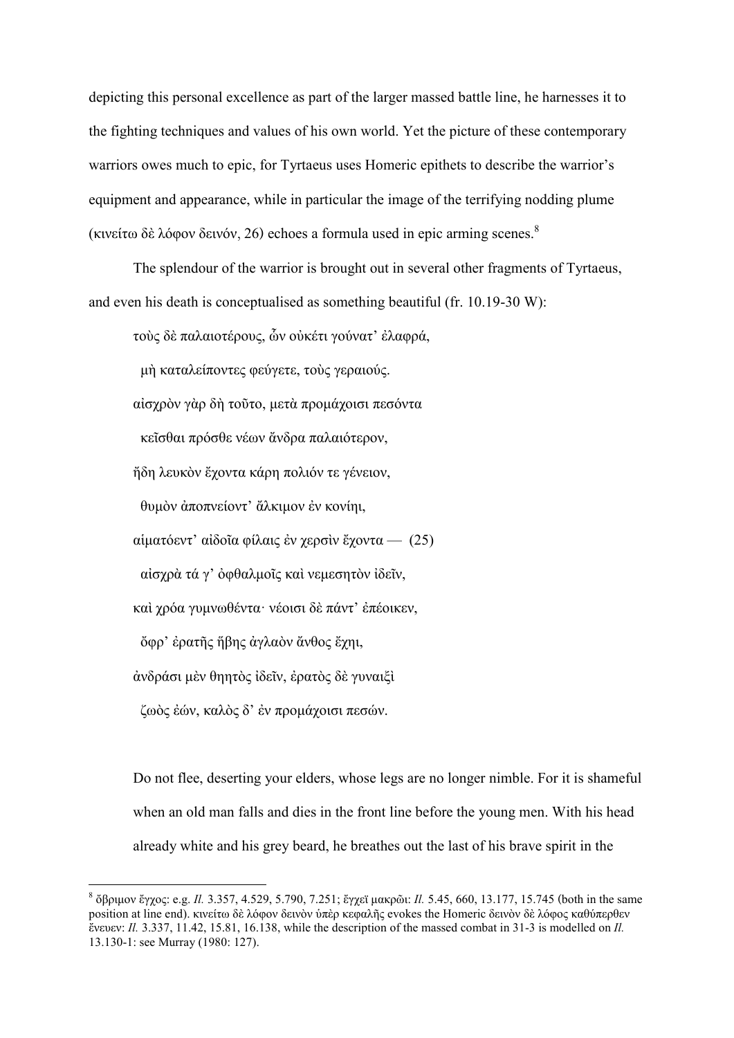depicting this personal excellence as part of the larger massed battle line, he harnesses it to the fighting techniques and values of his own world. Yet the picture of these contemporary warriors owes much to epic, for Tyrtaeus uses Homeric epithets to describe the warrior's equipment and appearance, while in particular the image of the terrifying nodding plume (κινείτω δὲ λόφον δεινόν, 26) echoes a formula used in epic arming scenes.[8]

The splendour of the warrior is brought out in several other fragments of Tyrtaeus, and even his death is conceptualised as something beautiful (fr. 10.19-30 W):

> τοὺς δὲ παλαιοτέρους, ὧν οὐκέτι γούνατ' ἐλαφρά,
>
> μὴ καταλείποντες φεύγετε, τοὺς γεραιούς.
>
> αἰσχρὸν γὰρ δὴ τοῦτο, μετὰ προμάχοισι πεσόντα
>
> κεῖσθαι πρόσθε νέων ἄνδρα παλαιότερον,
>
> ἤδη λευκὸν ἔχοντα κάρη πολιόν τε γένειον,
>
> θυμὸν ἀποπνείοντ' ἄλκιμον ἐν κονίηι,
>
> αἱματόεντ' αἰδοῖα φίλαις ἐν χερσὶν ἔχοντα — (25)
>
> αἰσχρὰ τά γ' ὀφθαλμοῖς καὶ νεμεσητὸν ἰδεῖν,
>
> καὶ χρόα γυμνωθέντα· νέοισι δὲ πάντ' ἐπέοικεν,
>
> ὄφρ' ἐρατῆς ἥβης ἀγλαὸν ἄνθος ἔχηι,
>
> ἀνδράσι μὲν θητὸς ἰδεῖν, ἐρατὸς δὲ γυναιξὶ
>
> ζωὸς ἐών, καλὸς δ' ἐν προμάχοισι πεσών.

> Do not flee, deserting your elders, whose legs are no longer nimble. For it is shameful when an old man falls and dies in the front line before the young men. With his head already white and his grey beard, he breathes out the last of his brave spirit in the

---

[8] ὄβριμον ἔγχος: e.g. *Il.* 3.357, 4.529, 5.790, 7.251; ἔγχεϊ μακρῶι: *Il.* 5.45, 660, 13.177, 15.745 (both in the same position at line end). κινείτω δὲ λόφον δεινὸν ὑπὲρ κεφαλῆς evokes the Homeric δεινὸν δὲ λόφος καθύπερθεν ἔνευεν: *Il.* 3.337, 11.42, 15.81, 16.138, while the description of the massed combat in 31-3 is modelled on *Il.* 13.130-1: see Murray (1980: 127).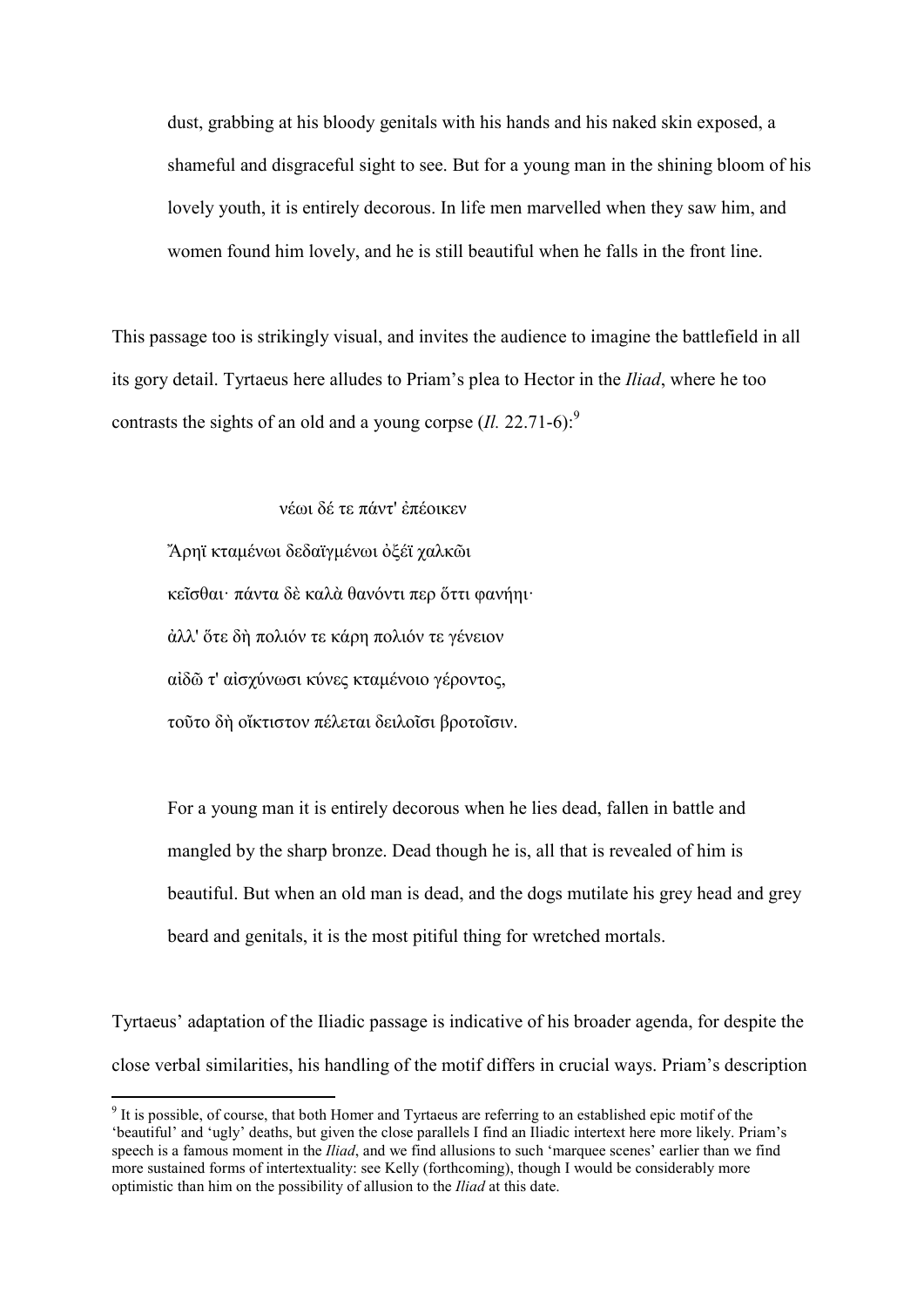> dust, grabbing at his bloody genitals with his hands and his naked skin exposed, a shameful and disgraceful sight to see. But for a young man in the shining bloom of his lovely youth, it is entirely decorous. In life men marvelled when they saw him, and women found him lovely, and he is still beautiful when he falls in the front line.

This passage too is strikingly visual, and invites the audience to imagine the battlefield in all its gory detail. Tyrtaeus here alludes to Priam's plea to Hector in the *Iliad*, where he too contrasts the sights of an old and a young corpse (*Il.* 22.71-6):[9]

> νέωι δέ τε πάντ' ἐπέοικεν
> Ἄρηϊ κταμένωι δεδαϊγμένωι ὀξέϊ χαλκῶι
> κεῖσθαι· πάντα δὲ καλὰ θανόντι περ ὅττι φανήηι·
> ἀλλ' ὅτε δὴ πολιόν τε κάρη πολιόν τε γένειον
> αἰδῶ τ' αἰσχύνωσι κύνες κταμένοιο γέροντος,
> τοῦτο δὴ οἴκτιστον πέλεται δειλοῖσι βροτοῖσιν.

> For a young man it is entirely decorous when he lies dead, fallen in battle and mangled by the sharp bronze. Dead though he is, all that is revealed of him is beautiful. But when an old man is dead, and the dogs mutilate his grey head and grey beard and genitals, it is the most pitiful thing for wretched mortals.

Tyrtaeus' adaptation of the Iliadic passage is indicative of his broader agenda, for despite the close verbal similarities, his handling of the motif differs in crucial ways. Priam's description

---

[9] It is possible, of course, that both Homer and Tyrtaeus are referring to an established epic motif of the 'beautiful' and 'ugly' deaths, but given the close parallels I find an Iliadic intertext here more likely. Priam's speech is a famous moment in the *Iliad*, and we find allusions to such 'marquee scenes' earlier than we find more sustained forms of intertextuality: see Kelly (forthcoming), though I would be considerably more optimistic than him on the possibility of allusion to the *Iliad* at this date.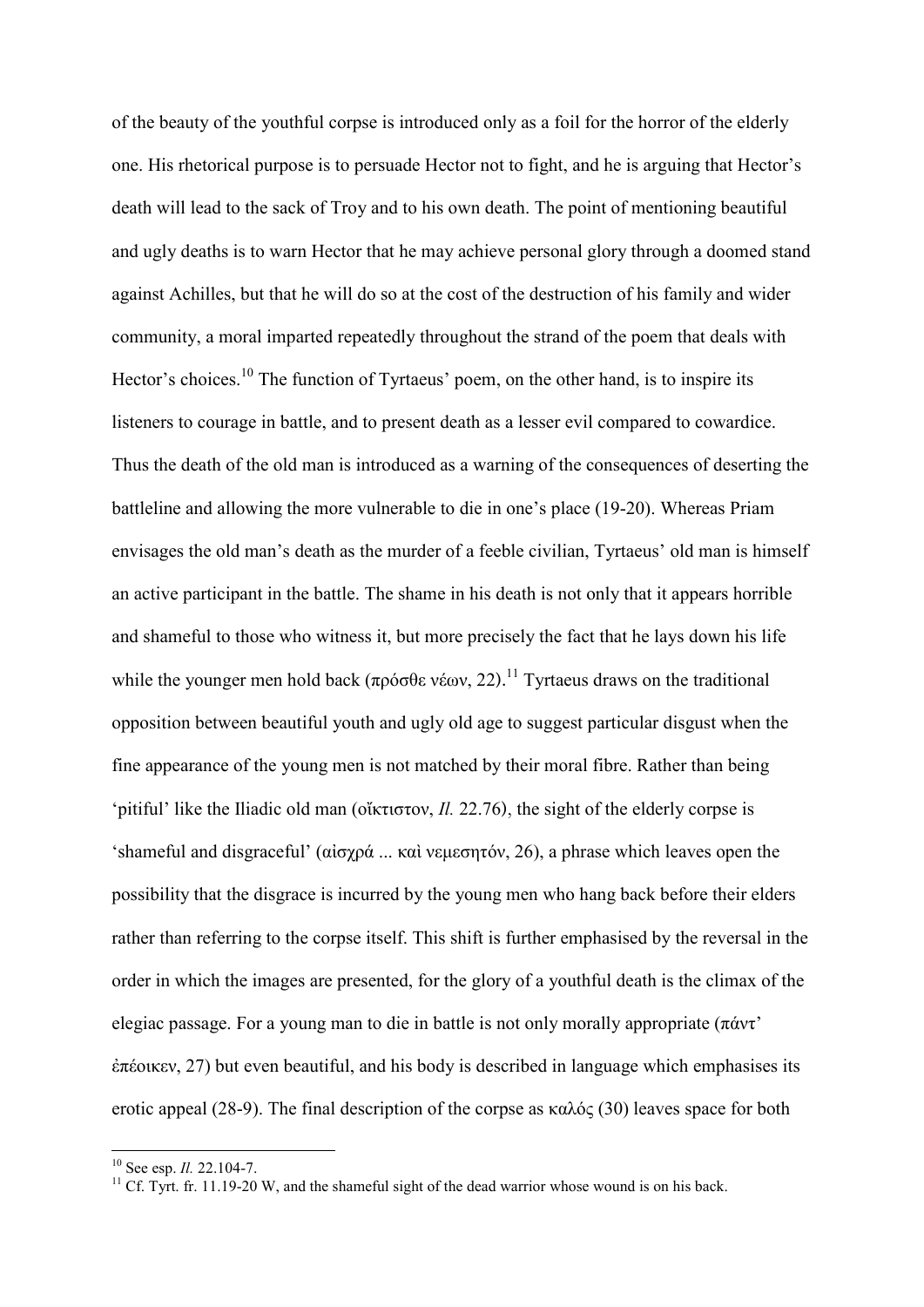of the beauty of the youthful corpse is introduced only as a foil for the horror of the elderly one. His rhetorical purpose is to persuade Hector not to fight, and he is arguing that Hector's death will lead to the sack of Troy and to his own death. The point of mentioning beautiful and ugly deaths is to warn Hector that he may achieve personal glory through a doomed stand against Achilles, but that he will do so at the cost of the destruction of his family and wider community, a moral imparted repeatedly throughout the strand of the poem that deals with Hector's choices.[10] The function of Tyrtaeus' poem, on the other hand, is to inspire its listeners to courage in battle, and to present death as a lesser evil compared to cowardice. Thus the death of the old man is introduced as a warning of the consequences of deserting the battleline and allowing the more vulnerable to die in one's place (19-20). Whereas Priam envisages the old man's death as the murder of a feeble civilian, Tyrtaeus' old man is himself an active participant in the battle. The shame in his death is not only that it appears horrible and shameful to those who witness it, but more precisely the fact that he lays down his life while the younger men hold back (πρόσθε νέων, 22).[11] Tyrtaeus draws on the traditional opposition between beautiful youth and ugly old age to suggest particular disgust when the fine appearance of the young men is not matched by their moral fibre. Rather than being 'pitiful' like the Iliadic old man (οἴκτιστον, *Il.* 22.76), the sight of the elderly corpse is 'shameful and disgraceful' (αἰσχρά ... καὶ νεμεσητόν, 26), a phrase which leaves open the possibility that the disgrace is incurred by the young men who hang back before their elders rather than referring to the corpse itself. This shift is further emphasised by the reversal in the order in which the images are presented, for the glory of a youthful death is the climax of the elegiac passage. For a young man to die in battle is not only morally appropriate (πάντ' ἐπέοικεν, 27) but even beautiful, and his body is described in language which emphasises its erotic appeal (28-9). The final description of the corpse as καλός (30) leaves space for both

---

[10] See esp. *Il.* 22.104-7.

[11] Cf. Tyrt. fr. 11.19-20 W, and the shameful sight of the dead warrior whose wound is on his back.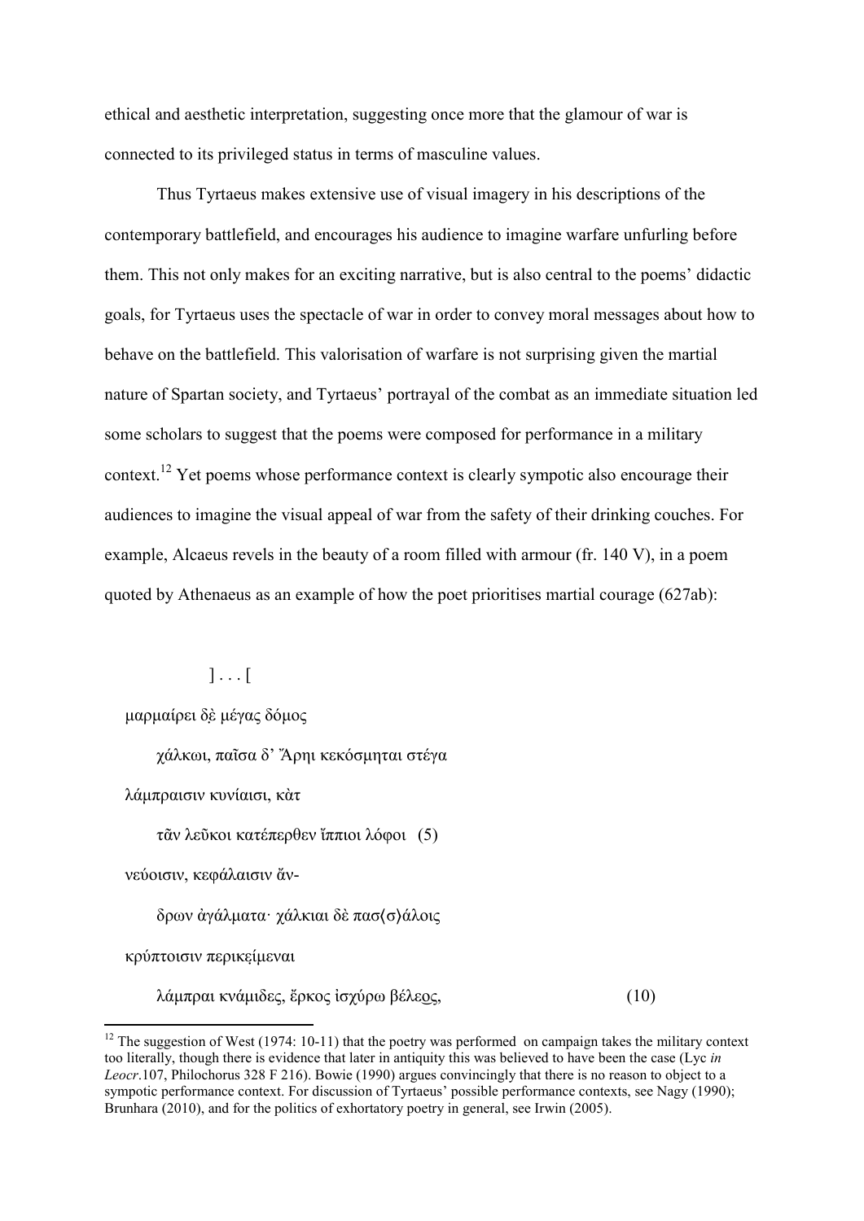ethical and aesthetic interpretation, suggesting once more that the glamour of war is connected to its privileged status in terms of masculine values.

Thus Tyrtaeus makes extensive use of visual imagery in his descriptions of the contemporary battlefield, and encourages his audience to imagine warfare unfurling before them. This not only makes for an exciting narrative, but is also central to the poems' didactic goals, for Tyrtaeus uses the spectacle of war in order to convey moral messages about how to behave on the battlefield. This valorisation of warfare is not surprising given the martial nature of Spartan society, and Tyrtaeus' portrayal of the combat as an immediate situation led some scholars to suggest that the poems were composed for performance in a military context.[12] Yet poems whose performance context is clearly sympotic also encourage their audiences to imagine the visual appeal of war from the safety of their drinking couches. For example, Alcaeus revels in the beauty of a room filled with armour (fr. 140 V), in a poem quoted by Athenaeus as an example of how the poet prioritises martial courage (627ab):

] . . . [

μαρμαίρει δὲ μέγας δόμος

χάλκωι, παῖσα δ' Ἄρηι κεκόσμηται στέγα

λάμπραισιν κυνίαισι, κὰτ

τᾶν λεῦκοι κατέπερθεν ἴππιοι λόφοι (5)

νεύοισιν, κεφάλαισιν ἄν-

δρων ἀγάλματα· χάλκιαι δὲ πασ⟨σ⟩άλοις

κρύπτοισιν περικείμεναι

λάμπραι κνάμιδες, ἔρκος ἰσχύρω βέλεος, (10)

---

[12] The suggestion of West (1974: 10-11) that the poetry was performed on campaign takes the military context too literally, though there is evidence that later in antiquity this was believed to have been the case (Lyc *in Leocr*.107, Philochorus 328 F 216). Bowie (1990) argues convincingly that there is no reason to object to a sympotic performance context. For discussion of Tyrtaeus' possible performance contexts, see Nagy (1990); Brunhara (2010), and for the politics of exhortatory poetry in general, see Irwin (2005).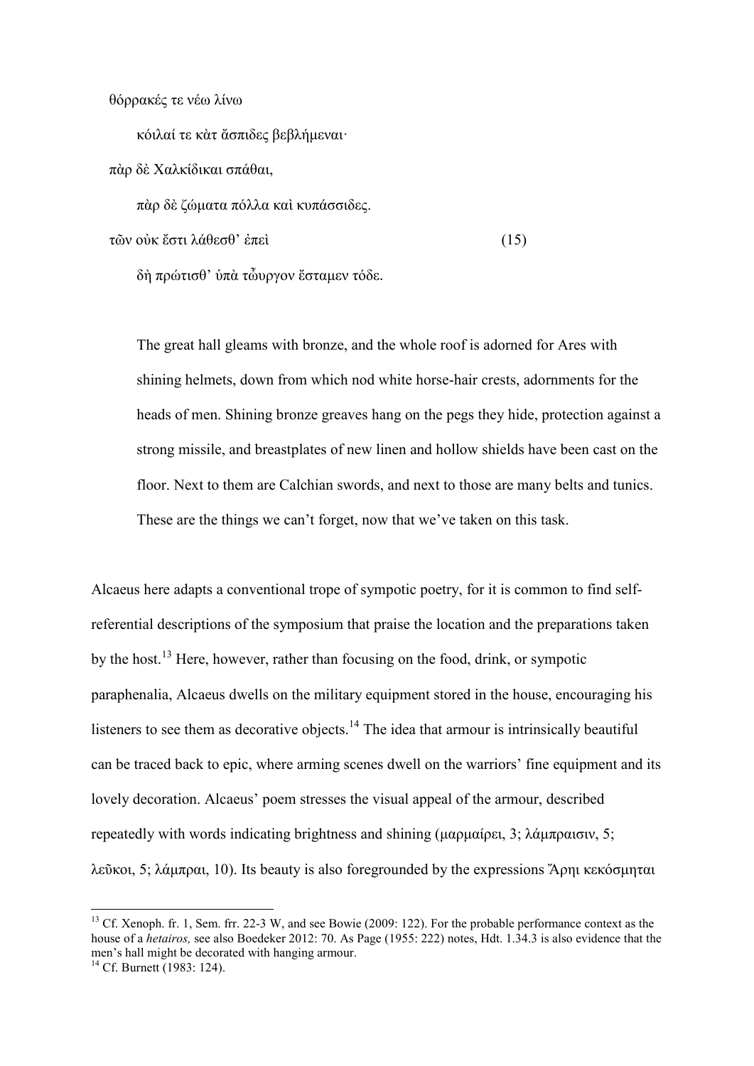θόρρακές τε νέω λίνω

κόιλαί τε κὰτ ἄσπιδες βεβλήμεναι·

πὰρ δὲ Χαλκίδικαι σπάθαι,

πὰρ δὲ ζώματα πόλλα καὶ κυπάσσιδες.

τῶν οὐκ ἔστι λάθεσθ' ἐπεὶ (15)

δὴ πρώτισθ' ὐπὰ τὦυργον ἔσταμεν τόδε.

> The great hall gleams with bronze, and the whole roof is adorned for Ares with shining helmets, down from which nod white horse-hair crests, adornments for the heads of men. Shining bronze greaves hang on the pegs they hide, protection against a strong missile, and breastplates of new linen and hollow shields have been cast on the floor. Next to them are Calchian swords, and next to those are many belts and tunics. These are the things we can't forget, now that we've taken on this task.

Alcaeus here adapts a conventional trope of sympotic poetry, for it is common to find self-referential descriptions of the symposium that praise the location and the preparations taken by the host.[13] Here, however, rather than focusing on the food, drink, or sympotic paraphenalia, Alcaeus dwells on the military equipment stored in the house, encouraging his listeners to see them as decorative objects.[14] The idea that armour is intrinsically beautiful can be traced back to epic, where arming scenes dwell on the warriors' fine equipment and its lovely decoration. Alcaeus' poem stresses the visual appeal of the armour, described repeatedly with words indicating brightness and shining (μαρμαίρει, 3; λάμπραισιν, 5; λεῦκοι, 5; λάμπραι, 10). Its beauty is also foregrounded by the expressions Ἄρηι κεκόσμηται

---

[13] Cf. Xenoph. fr. 1, Sem. frr. 22-3 W, and see Bowie (2009: 122). For the probable performance context as the house of a *hetairos,* see also Boedeker 2012: 70. As Page (1955: 222) notes, Hdt. 1.34.3 is also evidence that the men's hall might be decorated with hanging armour.

[14] Cf. Burnett (1983: 124).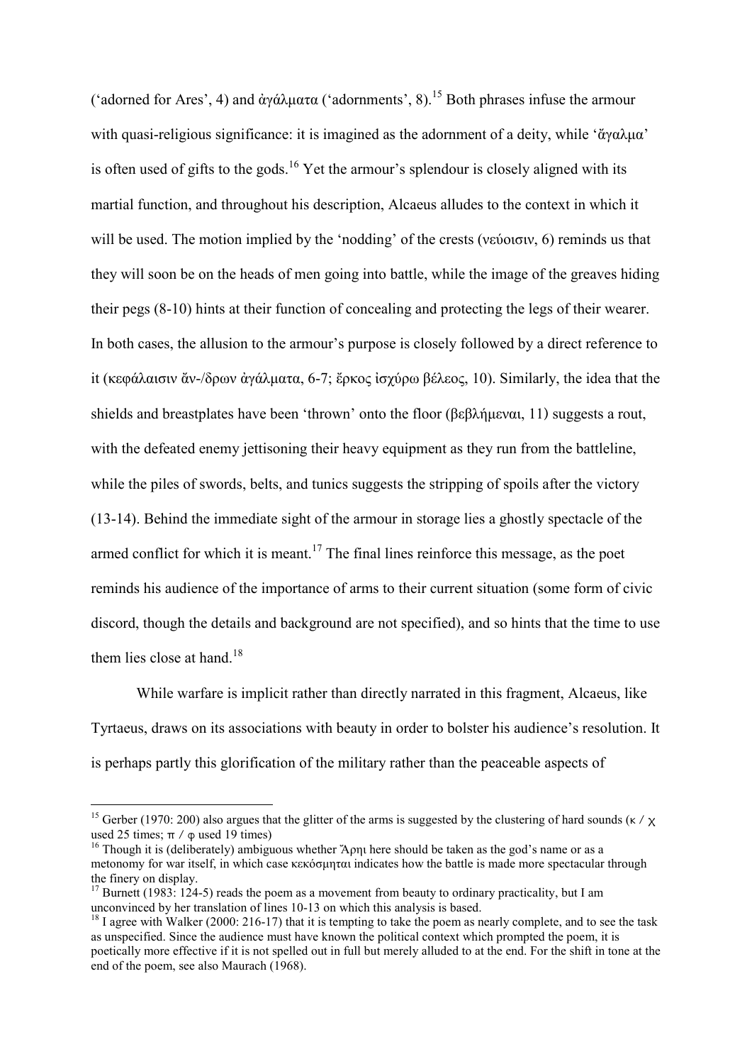('adorned for Ares', 4) and ἀγάλματα ('adornments', 8).[15] Both phrases infuse the armour with quasi-religious significance: it is imagined as the adornment of a deity, while 'ἄγαλμα' is often used of gifts to the gods.[16] Yet the armour's splendour is closely aligned with its martial function, and throughout his description, Alcaeus alludes to the context in which it will be used. The motion implied by the 'nodding' of the crests (νεύοισιν, 6) reminds us that they will soon be on the heads of men going into battle, while the image of the greaves hiding their pegs (8-10) hints at their function of concealing and protecting the legs of their wearer. In both cases, the allusion to the armour's purpose is closely followed by a direct reference to it (κεφάλαισιν ἄν-/δρων ἀγάλματα, 6-7; ἔρκος ἰσχύρω βέλεος, 10). Similarly, the idea that the shields and breastplates have been 'thrown' onto the floor (βεβλήμεναι, 11) suggests a rout, with the defeated enemy jettisoning their heavy equipment as they run from the battleline, while the piles of swords, belts, and tunics suggests the stripping of spoils after the victory (13-14). Behind the immediate sight of the armour in storage lies a ghostly spectacle of the armed conflict for which it is meant.[17] The final lines reinforce this message, as the poet reminds his audience of the importance of arms to their current situation (some form of civic discord, though the details and background are not specified), and so hints that the time to use them lies close at hand.[18]

While warfare is implicit rather than directly narrated in this fragment, Alcaeus, like Tyrtaeus, draws on its associations with beauty in order to bolster his audience's resolution. It is perhaps partly this glorification of the military rather than the peaceable aspects of

---

[15] Gerber (1970: 200) also argues that the glitter of the arms is suggested by the clustering of hard sounds (κ / χ used 25 times; π / φ used 19 times)

[16] Though it is (deliberately) ambiguous whether Ἄρηι here should be taken as the god's name or as a metonomy for war itself, in which case κεκόσμηται indicates how the battle is made more spectacular through the finery on display.

[17] Burnett (1983: 124-5) reads the poem as a movement from beauty to ordinary practicality, but I am unconvinced by her translation of lines 10-13 on which this analysis is based.

[18] I agree with Walker (2000: 216-17) that it is tempting to take the poem as nearly complete, and to see the task as unspecified. Since the audience must have known the political context which prompted the poem, it is poetically more effective if it is not spelled out in full but merely alluded to at the end. For the shift in tone at the end of the poem, see also Maurach (1968).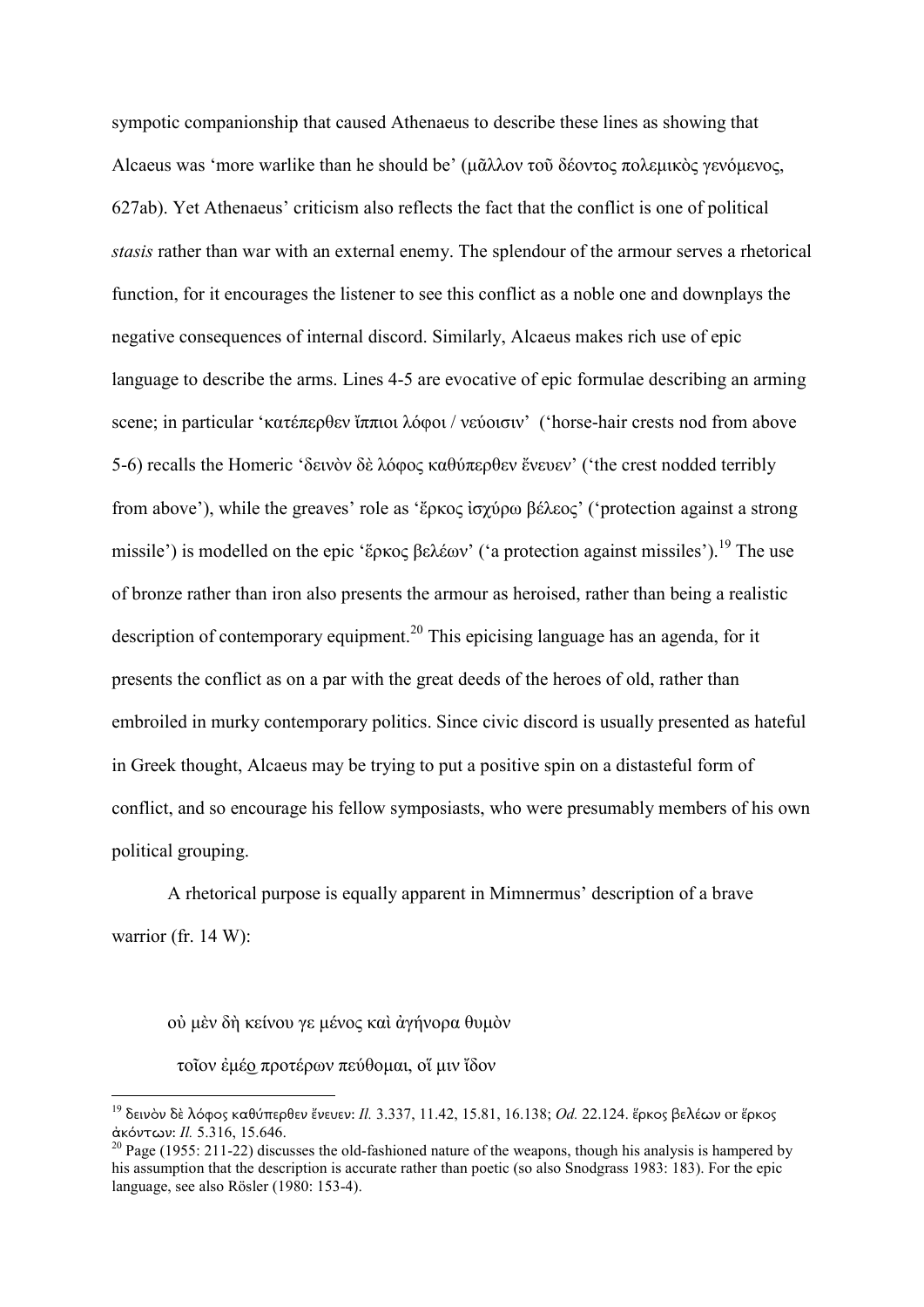sympotic companionship that caused Athenaeus to describe these lines as showing that Alcaeus was 'more warlike than he should be' (μᾶλλον τοῦ δέοντος πολεμικὸς γενόμενος, 627ab). Yet Athenaeus' criticism also reflects the fact that the conflict is one of political *stasis* rather than war with an external enemy. The splendour of the armour serves a rhetorical function, for it encourages the listener to see this conflict as a noble one and downplays the negative consequences of internal discord. Similarly, Alcaeus makes rich use of epic language to describe the arms. Lines 4-5 are evocative of epic formulae describing an arming scene; in particular 'κατέπερθεν ἴππιοι λόφοι / νεύοισιν' ('horse-hair crests nod from above 5-6) recalls the Homeric 'δεινὸν δὲ λόφος καθύπερθεν ἔνευεν' ('the crest nodded terribly from above'), while the greaves' role as 'ἔρκος ἰσχύρω βέλεος' ('protection against a strong missile') is modelled on the epic 'ἕρκος βελέων' ('a protection against missiles').[19] The use of bronze rather than iron also presents the armour as heroised, rather than being a realistic description of contemporary equipment.[20] This epicising language has an agenda, for it presents the conflict as on a par with the great deeds of the heroes of old, rather than embroiled in murky contemporary politics. Since civic discord is usually presented as hateful in Greek thought, Alcaeus may be trying to put a positive spin on a distasteful form of conflict, and so encourage his fellow symposiasts, who were presumably members of his own political grouping.

A rhetorical purpose is equally apparent in Mimnermus' description of a brave warrior (fr. 14 W):

οὐ μὲν δὴ κείνου γε μένος καὶ ἀγήνορα θυμὸν

τοῖον ἐμέo̲ προτέρων πεύθομαι, οἵ μιν ἴδον

---

[19] δεινὸν δὲ λόφος καθύπερθεν ἔνευεν: *Il.* 3.337, 11.42, 15.81, 16.138; *Od.* 22.124. ἕρκος βελέων or ἕρκος ἀκόντων: *Il.* 5.316, 15.646.

[20] Page (1955: 211-22) discusses the old-fashioned nature of the weapons, though his analysis is hampered by his assumption that the description is accurate rather than poetic (so also Snodgrass 1983: 183). For the epic language, see also Rösler (1980: 153-4).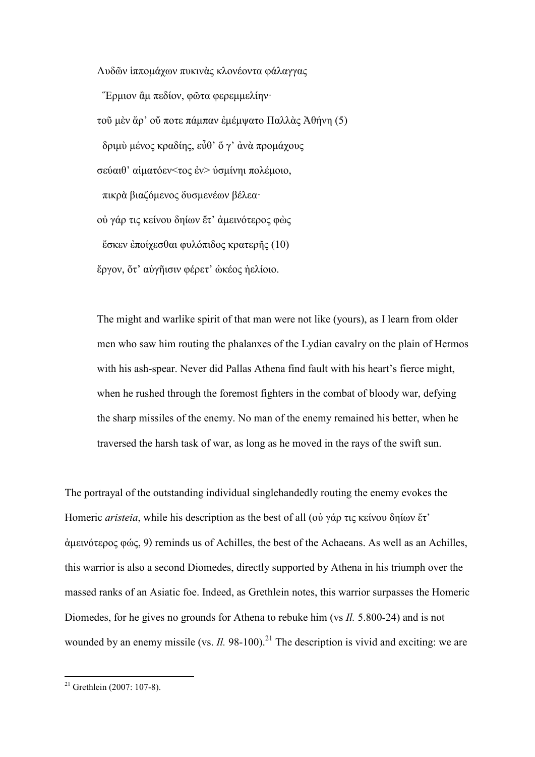Λυδῶν ἱππομάχων πυκινὰς κλονέοντα φάλαγγας

  Ἕρμιον ἂμ πεδίον, φῶτα φερεμμελίην·

τοῦ μὲν ἄρ’ οὔ ποτε πάμπαν ἐμέμψατο Παλλὰς Ἀθήνη (5)

  δριμὺ μένος κραδίης, εὖθ’ ὅ γ’ ἀνὰ προμάχους

σεύαιθ’ αἱματόεν<τος ἐν> ὑσμίνηι πολέμοιο,

  πικρὰ βιαζόμενος δυσμενέων βέλεα·

οὐ γάρ τις κείνου δηίων ἔτ’ ἀμεινότερος φὼς

  ἔσκεν ἐποίχεσθαι φυλόπιδος κρατερῆς (10)

ἔργον, ὅτ’ αὐγῆισιν φέρετ’ ὠκέος ἠελίοιο.

> The might and warlike spirit of that man were not like (yours), as I learn from older men who saw him routing the phalanxes of the Lydian cavalry on the plain of Hermos with his ash-spear. Never did Pallas Athena find fault with his heart’s fierce might, when he rushed through the foremost fighters in the combat of bloody war, defying the sharp missiles of the enemy. No man of the enemy remained his better, when he traversed the harsh task of war, as long as he moved in the rays of the swift sun.

The portrayal of the outstanding individual singlehandedly routing the enemy evokes the Homeric *aristeia*, while his description as the best of all (οὐ γάρ τις κείνου δηίων ἔτ’ ἀμεινότερος φώς, 9) reminds us of Achilles, the best of the Achaeans. As well as an Achilles, this warrior is also a second Diomedes, directly supported by Athena in his triumph over the massed ranks of an Asiatic foe. Indeed, as Grethlein notes, this warrior surpasses the Homeric Diomedes, for he gives no grounds for Athena to rebuke him (vs *Il.* 5.800-24) and is not wounded by an enemy missile (vs. *Il.* 98-100).[21] The description is vivid and exciting: we are

[21] Grethlein (2007: 107-8).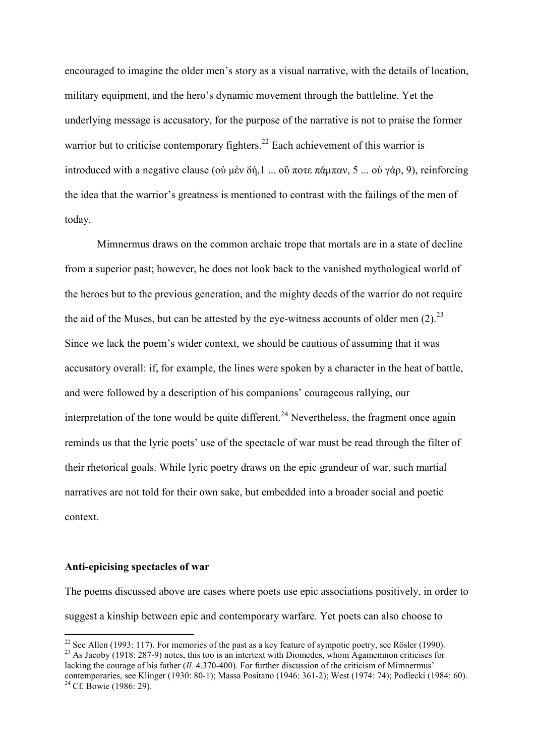encouraged to imagine the older men's story as a visual narrative, with the details of location, military equipment, and the hero's dynamic movement through the battleline. Yet the underlying message is accusatory, for the purpose of the narrative is not to praise the former warrior but to criticise contemporary fighters.[22] Each achievement of this warrior is introduced with a negative clause (οὐ μὲν δή,1 ... οὔ ποτε πάμπαν, 5 ... οὐ γάρ, 9), reinforcing the idea that the warrior's greatness is mentioned to contrast with the failings of the men of today.

Mimnermus draws on the common archaic trope that mortals are in a state of decline from a superior past; however, he does not look back to the vanished mythological world of the heroes but to the previous generation, and the mighty deeds of the warrior do not require the aid of the Muses, but can be attested by the eye-witness accounts of older men (2).[23] Since we lack the poem's wider context, we should be cautious of assuming that it was accusatory overall: if, for example, the lines were spoken by a character in the heat of battle, and were followed by a description of his companions' courageous rallying, our interpretation of the tone would be quite different.[24] Nevertheless, the fragment once again reminds us that the lyric poets' use of the spectacle of war must be read through the filter of their rhetorical goals. While lyric poetry draws on the epic grandeur of war, such martial narratives are not told for their own sake, but embedded into a broader social and poetic context.

### Anti-epicising spectacles of war

The poems discussed above are cases where poets use epic associations positively, in order to suggest a kinship between epic and contemporary warfare. Yet poets can also choose to

---

[22] See Allen (1993: 117). For memories of the past as a key feature of sympotic poetry, see Rösler (1990).

[23] As Jacoby (1918: 287-9) notes, this too is an intertext with Diomedes, whom Agamemnon criticises for lacking the courage of his father (*Il.* 4.370-400). For further discussion of the criticism of Mimnermus' contemporaries, see Klinger (1930: 80-1); Massa Positano (1946: 361-2); West (1974: 74); Podlecki (1984: 60).

[24] Cf. Bowie (1986: 29).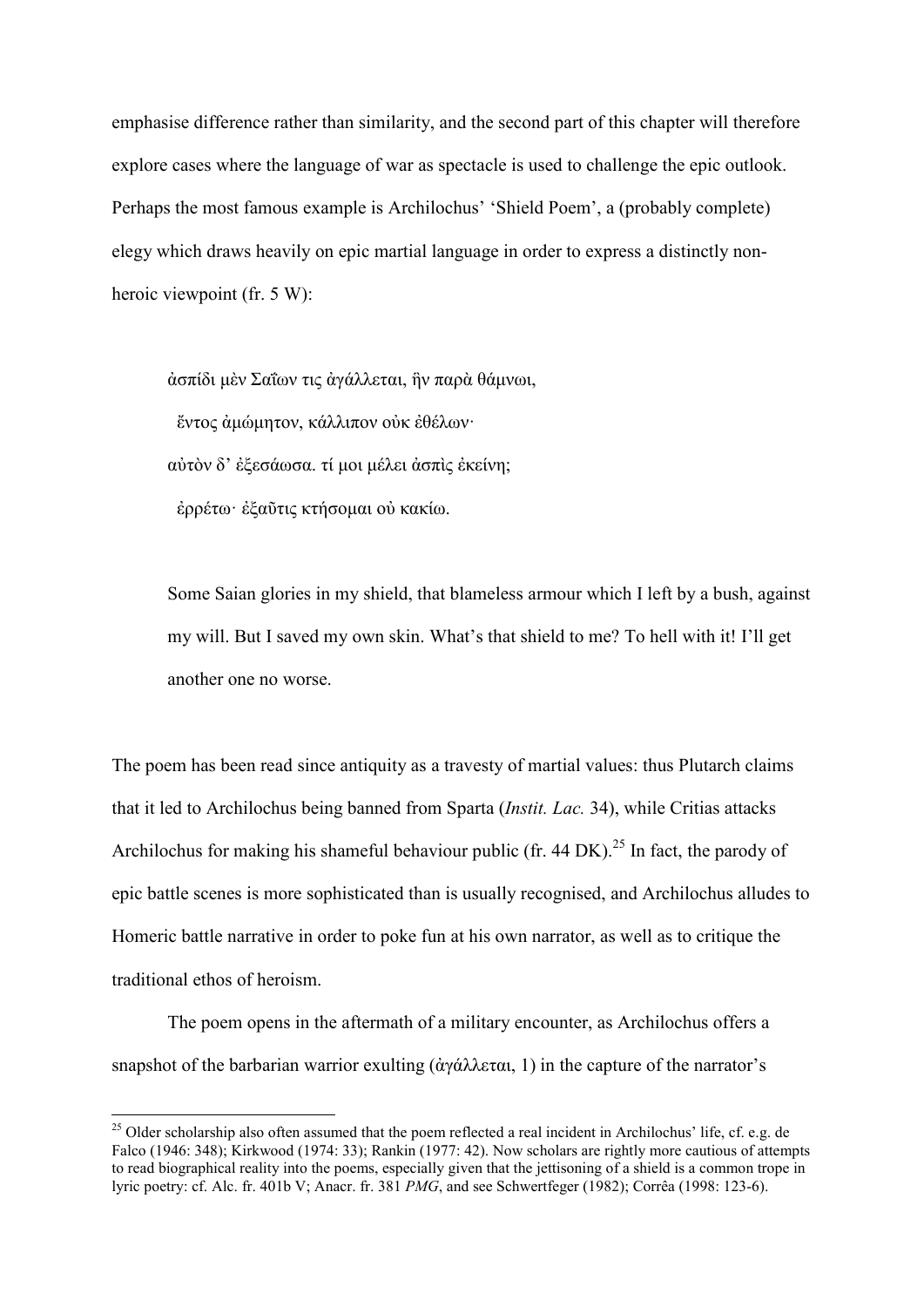emphasise difference rather than similarity, and the second part of this chapter will therefore explore cases where the language of war as spectacle is used to challenge the epic outlook. Perhaps the most famous example is Archilochus' 'Shield Poem', a (probably complete) elegy which draws heavily on epic martial language in order to express a distinctly non-heroic viewpoint (fr. 5 W):

> ἀσπίδι μὲν Σαΐων τις ἀγάλλεται, ἣν παρὰ θάμνωι,
>   ἔντος ἀμώμητον, κάλλιπον οὐκ ἐθέλων·
> αὐτὸν δ' ἐξεσάωσα. τί μοι μέλει ἀσπὶς ἐκείνη;
>   ἐρρέτω· ἐξαῦτις κτήσομαι οὐ κακίω.

> Some Saian glories in my shield, that blameless armour which I left by a bush, against my will. But I saved my own skin. What's that shield to me? To hell with it! I'll get another one no worse.

The poem has been read since antiquity as a travesty of martial values: thus Plutarch claims that it led to Archilochus being banned from Sparta (*Instit. Lac.* 34), while Critias attacks Archilochus for making his shameful behaviour public (fr. 44 DK).[25] In fact, the parody of epic battle scenes is more sophisticated than is usually recognised, and Archilochus alludes to Homeric battle narrative in order to poke fun at his own narrator, as well as to critique the traditional ethos of heroism.

The poem opens in the aftermath of a military encounter, as Archilochus offers a snapshot of the barbarian warrior exulting (ἀγάλλεται, 1) in the capture of the narrator's

---

[25] Older scholarship also often assumed that the poem reflected a real incident in Archilochus' life, cf. e.g. de Falco (1946: 348); Kirkwood (1974: 33); Rankin (1977: 42). Now scholars are rightly more cautious of attempts to read biographical reality into the poems, especially given that the jettisoning of a shield is a common trope in lyric poetry: cf. Alc. fr. 401b V; Anacr. fr. 381 *PMG*, and see Schwertfeger (1982); Corrêa (1998: 123-6).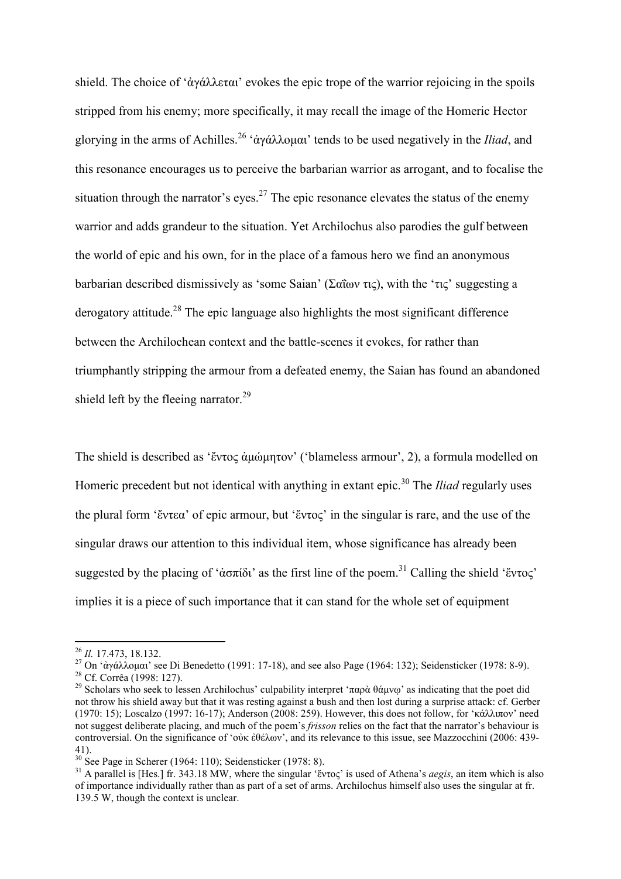shield. The choice of 'ἀγάλλεται' evokes the epic trope of the warrior rejoicing in the spoils stripped from his enemy; more specifically, it may recall the image of the Homeric Hector glorying in the arms of Achilles.[26] 'ἀγάλλομαι' tends to be used negatively in the *Iliad*, and this resonance encourages us to perceive the barbarian warrior as arrogant, and to focalise the situation through the narrator's eyes.[27] The epic resonance elevates the status of the enemy warrior and adds grandeur to the situation. Yet Archilochus also parodies the gulf between the world of epic and his own, for in the place of a famous hero we find an anonymous barbarian described dismissively as 'some Saian' (Σαΐων τις), with the 'τις' suggesting a derogatory attitude.[28] The epic language also highlights the most significant difference between the Archilochean context and the battle-scenes it evokes, for rather than triumphantly stripping the armour from a defeated enemy, the Saian has found an abandoned shield left by the fleeing narrator.[29]

The shield is described as 'ἔντος ἀμώμητον' ('blameless armour', 2), a formula modelled on Homeric precedent but not identical with anything in extant epic.[30] The *Iliad* regularly uses the plural form 'ἔντεα' of epic armour, but 'ἔντος' in the singular is rare, and the use of the singular draws our attention to this individual item, whose significance has already been suggested by the placing of 'ἀσπίδι' as the first line of the poem.[31] Calling the shield 'ἔντος' implies it is a piece of such importance that it can stand for the whole set of equipment

---

[26] *Il.* 17.473, 18.132.

[27] On 'ἀγάλλομαι' see Di Benedetto (1991: 17-18), and see also Page (1964: 132); Seidensticker (1978: 8-9).

[28] Cf. Corrêa (1998: 127).

[29] Scholars who seek to lessen Archilochus' culpability interpret 'παρὰ θάμνῳ' as indicating that the poet did not throw his shield away but that it was resting against a bush and then lost during a surprise attack: cf. Gerber (1970: 15); Loscalzo (1997: 16-17); Anderson (2008: 259). However, this does not follow, for 'κάλλιπον' need not suggest deliberate placing, and much of the poem's *frisson* relies on the fact that the narrator's behaviour is controversial. On the significance of 'οὐκ ἐθέλων', and its relevance to this issue, see Mazzocchini (2006: 439-41).

[30] See Page in Scherer (1964: 110); Seidensticker (1978: 8).

[31] A parallel is [Hes.] fr. 343.18 MW, where the singular 'ἔντος' is used of Athena's *aegis*, an item which is also of importance individually rather than as part of a set of arms. Archilochus himself also uses the singular at fr. 139.5 W, though the context is unclear.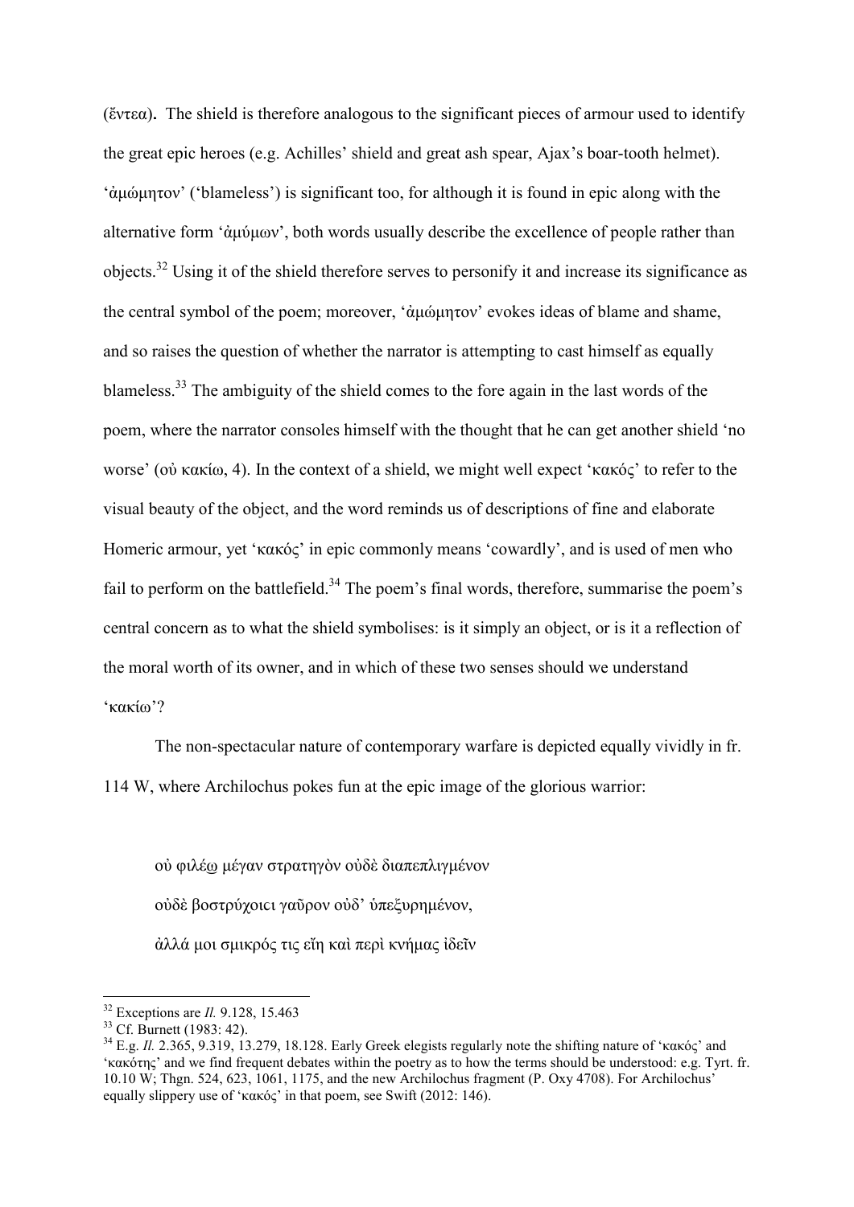(ἔντεα). The shield is therefore analogous to the significant pieces of armour used to identify the great epic heroes (e.g. Achilles' shield and great ash spear, Ajax's boar-tooth helmet). 'ἀμώμητον' ('blameless') is significant too, for although it is found in epic along with the alternative form 'ἀμύμων', both words usually describe the excellence of people rather than objects.[32] Using it of the shield therefore serves to personify it and increase its significance as the central symbol of the poem; moreover, 'ἀμώμητον' evokes ideas of blame and shame, and so raises the question of whether the narrator is attempting to cast himself as equally blameless.[33] The ambiguity of the shield comes to the fore again in the last words of the poem, where the narrator consoles himself with the thought that he can get another shield 'no worse' (οὐ κακίω, 4). In the context of a shield, we might well expect 'κακός' to refer to the visual beauty of the object, and the word reminds us of descriptions of fine and elaborate Homeric armour, yet 'κακός' in epic commonly means 'cowardly', and is used of men who fail to perform on the battlefield.[34] The poem's final words, therefore, summarise the poem's central concern as to what the shield symbolises: is it simply an object, or is it a reflection of the moral worth of its owner, and in which of these two senses should we understand 'κακίω'?

The non-spectacular nature of contemporary warfare is depicted equally vividly in fr. 114 W, where Archilochus pokes fun at the epic image of the glorious warrior:

> οὐ φιλέῳ μέγαν στρατηγὸν οὐδὲ διαπεπλιγμένον
>
> οὐδὲ βοστρύχοισι γαῦρον οὐδ᾽ ὑπεξυρημένον,
>
> ἀλλά μοι σμικρός τις εἴη καὶ περὶ κνήμας ἰδεῖν

---

[32] Exceptions are *Il.* 9.128, 15.463

[33] Cf. Burnett (1983: 42).

[34] E.g. *Il.* 2.365, 9.319, 13.279, 18.128. Early Greek elegists regularly note the shifting nature of 'κακός' and 'κακότης' and we find frequent debates within the poetry as to how the terms should be understood: e.g. Tyrt. fr. 10.10 W; Thgn. 524, 623, 1061, 1175, and the new Archilochus fragment (P. Oxy 4708). For Archilochus' equally slippery use of 'κακός' in that poem, see Swift (2012: 146).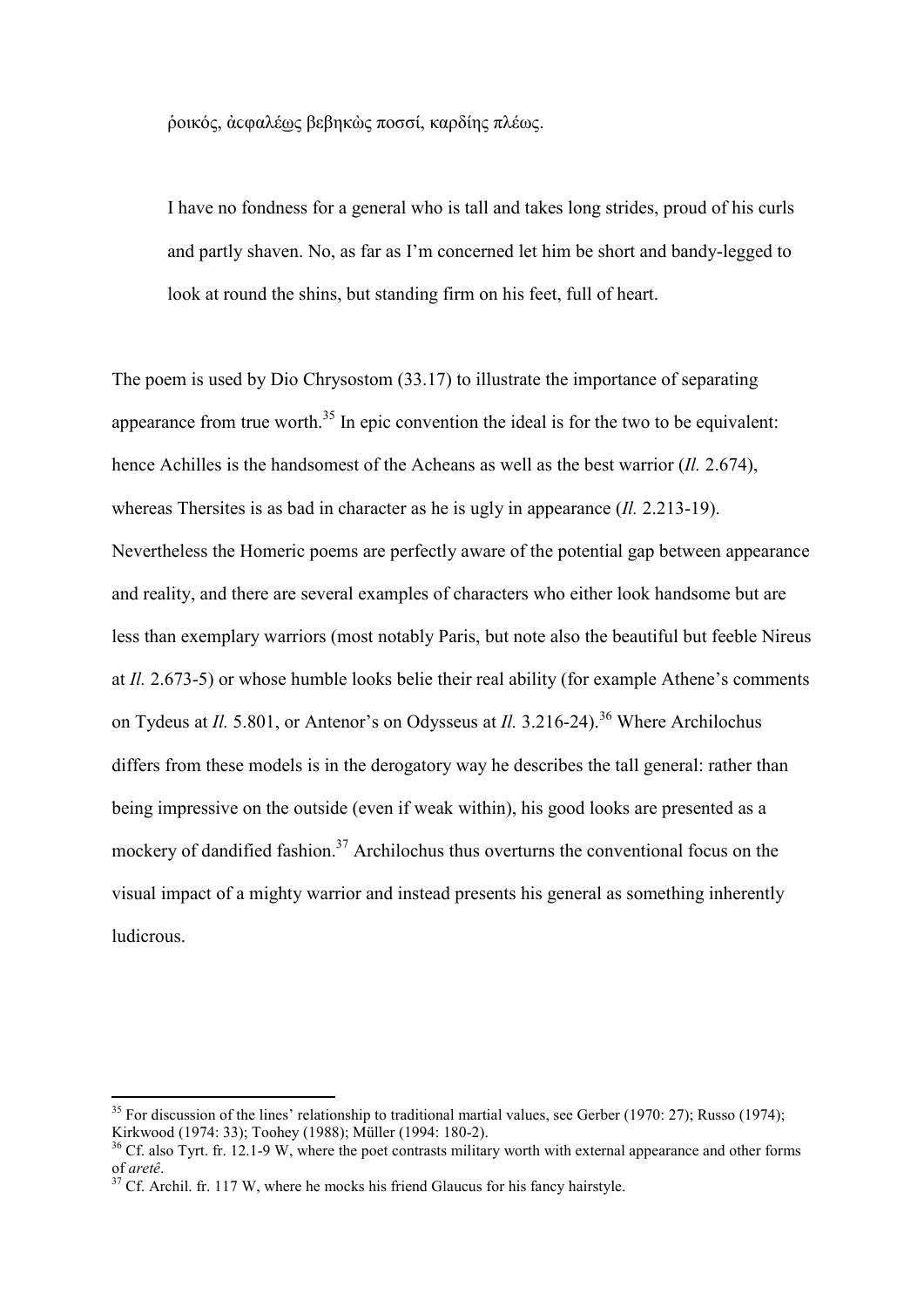ῥοικός, ἀσφαλέως βεβηκὼς ποσσί, καρδίης πλέως.

> I have no fondness for a general who is tall and takes long strides, proud of his curls and partly shaven. No, as far as I'm concerned let him be short and bandy-legged to look at round the shins, but standing firm on his feet, full of heart.

The poem is used by Dio Chrysostom (33.17) to illustrate the importance of separating appearance from true worth.[35] In epic convention the ideal is for the two to be equivalent: hence Achilles is the handsomest of the Acheans as well as the best warrior (*Il.* 2.674), whereas Thersites is as bad in character as he is ugly in appearance (*Il.* 2.213-19). Nevertheless the Homeric poems are perfectly aware of the potential gap between appearance and reality, and there are several examples of characters who either look handsome but are less than exemplary warriors (most notably Paris, but note also the beautiful but feeble Nireus at *Il.* 2.673-5) or whose humble looks belie their real ability (for example Athene's comments on Tydeus at *Il.* 5.801, or Antenor's on Odysseus at *Il.* 3.216-24).[36] Where Archilochus differs from these models is in the derogatory way he describes the tall general: rather than being impressive on the outside (even if weak within), his good looks are presented as a mockery of dandified fashion.[37] Archilochus thus overturns the conventional focus on the visual impact of a mighty warrior and instead presents his general as something inherently ludicrous.

---

[35] For discussion of the lines' relationship to traditional martial values, see Gerber (1970: 27); Russo (1974); Kirkwood (1974: 33); Toohey (1988); Müller (1994: 180-2).

[36] Cf. also Tyrt. fr. 12.1-9 W, where the poet contrasts military worth with external appearance and other forms of *aretê*.

[37] Cf. Archil. fr. 117 W, where he mocks his friend Glaucus for his fancy hairstyle.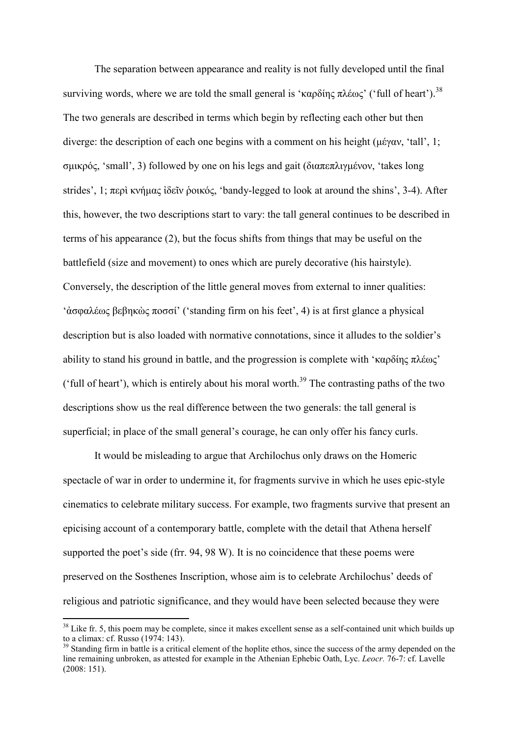The separation between appearance and reality is not fully developed until the final surviving words, where we are told the small general is 'καρδίης πλέως' ('full of heart').[38] The two generals are described in terms which begin by reflecting each other but then diverge: the description of each one begins with a comment on his height (μέγαν, 'tall', 1; σμικρός, 'small', 3) followed by one on his legs and gait (διαπεπλιγμένον, 'takes long strides', 1; περὶ κνήμας ἰδεῖν ῥοικός, 'bandy-legged to look at around the shins', 3-4). After this, however, the two descriptions start to vary: the tall general continues to be described in terms of his appearance (2), but the focus shifts from things that may be useful on the battlefield (size and movement) to ones which are purely decorative (his hairstyle). Conversely, the description of the little general moves from external to inner qualities: 'ἀσφαλέως βεβηκὼς ποσσί' ('standing firm on his feet', 4) is at first glance a physical description but is also loaded with normative connotations, since it alludes to the soldier's ability to stand his ground in battle, and the progression is complete with 'καρδίης πλέως' ('full of heart'), which is entirely about his moral worth.[39] The contrasting paths of the two descriptions show us the real difference between the two generals: the tall general is superficial; in place of the small general's courage, he can only offer his fancy curls.

It would be misleading to argue that Archilochus only draws on the Homeric spectacle of war in order to undermine it, for fragments survive in which he uses epic-style cinematics to celebrate military success. For example, two fragments survive that present an epicising account of a contemporary battle, complete with the detail that Athena herself supported the poet's side (frr. 94, 98 W). It is no coincidence that these poems were preserved on the Sosthenes Inscription, whose aim is to celebrate Archilochus' deeds of religious and patriotic significance, and they would have been selected because they were

---

[38] Like fr. 5, this poem may be complete, since it makes excellent sense as a self-contained unit which builds up to a climax: cf. Russo (1974: 143).

[39] Standing firm in battle is a critical element of the hoplite ethos, since the success of the army depended on the line remaining unbroken, as attested for example in the Athenian Ephebic Oath, Lyc. *Leocr.* 76-7: cf. Lavelle (2008: 151).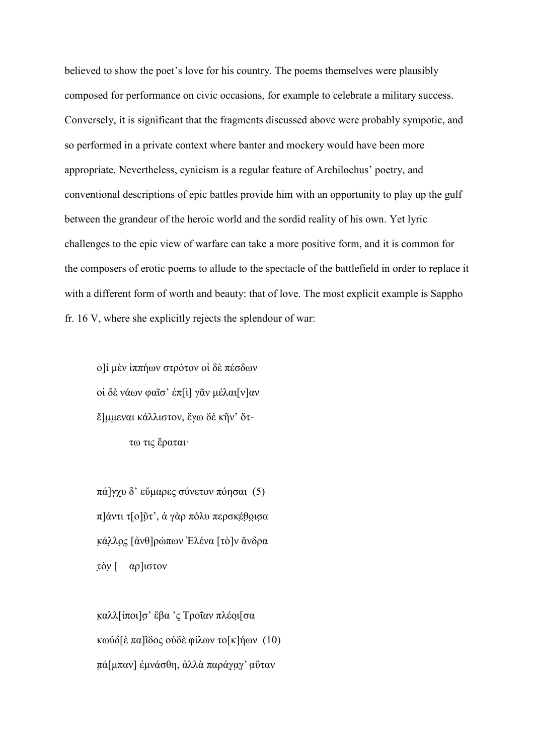believed to show the poet's love for his country. The poems themselves were plausibly composed for performance on civic occasions, for example to celebrate a military success. Conversely, it is significant that the fragments discussed above were probably sympotic, and so performed in a private context where banter and mockery would have been more appropriate. Nevertheless, cynicism is a regular feature of Archilochus' poetry, and conventional descriptions of epic battles provide him with an opportunity to play up the gulf between the grandeur of the heroic world and the sordid reality of his own. Yet lyric challenges to the epic view of warfare can take a more positive form, and it is common for the composers of erotic poems to allude to the spectacle of the battlefield in order to replace it with a different form of worth and beauty: that of love. The most explicit example is Sappho fr. 16 V, where she explicitly rejects the splendour of war:

> ο]ἰ μὲν ἰππήων στρότον οἰ δὲ πέσδων
> οἰ δὲ νάων φαῖσ' ἐπ[ὶ] γᾶν μέλαι[ν]αν
> ἔ]μμεναι κάλλιστον, ἔγω δὲ κῆν' ὄτ-
> τω τις ἔραται·
>
> πά]γχυ δ' εὔμαρες σύνετον πόησαι (5)
> π]άντι τ[ο]ῦτ', ἀ γὰρ πόλυ περσκέθοισα
> κάλλος [ἀνθ]ρώπων Ἐλένα [τὸ]ν ἄνδρα
> τὸν [ αρ]ιστον
>
> καλλ[ίποι]σ' ἔβα 'ς Τροΐαν πλέοι[σα
> κωὐδ[ὲ πα]ῖδος οὐδὲ φίλων το[κ]ήων (10)
> πά[μπαν] ἐμνάσθη, ἀλλὰ παράγαγ' αὔταν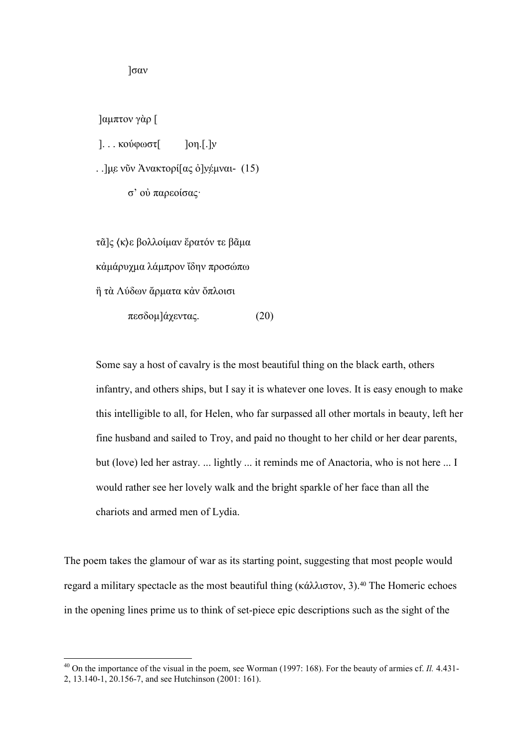]σαν

]αμπτον γὰρ [

]. . . κούφωστ[ ]οη.[.]ν

. .]μ̣ε̣ νῦν Ἀνακτορί[ας ὀ]ν̣έμναι- (15)

σ' οὐ παρεοίσας·

τᾶ]ς ⟨κ⟩ε βολλοίμαν ἔρατόν τε βᾶμα

κἀμάρυχμα λάμπρον ἴδην προσώπω

ἢ τὰ Λύδων ἄρματα κἀν ὄπλοισι

πεσδομ]άχεντας. (20)

> Some say a host of cavalry is the most beautiful thing on the black earth, others infantry, and others ships, but I say it is whatever one loves. It is easy enough to make this intelligible to all, for Helen, who far surpassed all other mortals in beauty, left her fine husband and sailed to Troy, and paid no thought to her child or her dear parents, but (love) led her astray. ... lightly ... it reminds me of Anactoria, who is not here ... I would rather see her lovely walk and the bright sparkle of her face than all the chariots and armed men of Lydia.

The poem takes the glamour of war as its starting point, suggesting that most people would regard a military spectacle as the most beautiful thing (κάλλιστον, 3).[40] The Homeric echoes in the opening lines prime us to think of set-piece epic descriptions such as the sight of the

---

[40] On the importance of the visual in the poem, see Worman (1997: 168). For the beauty of armies cf. *Il.* 4.431-2, 13.140-1, 20.156-7, and see Hutchinson (2001: 161).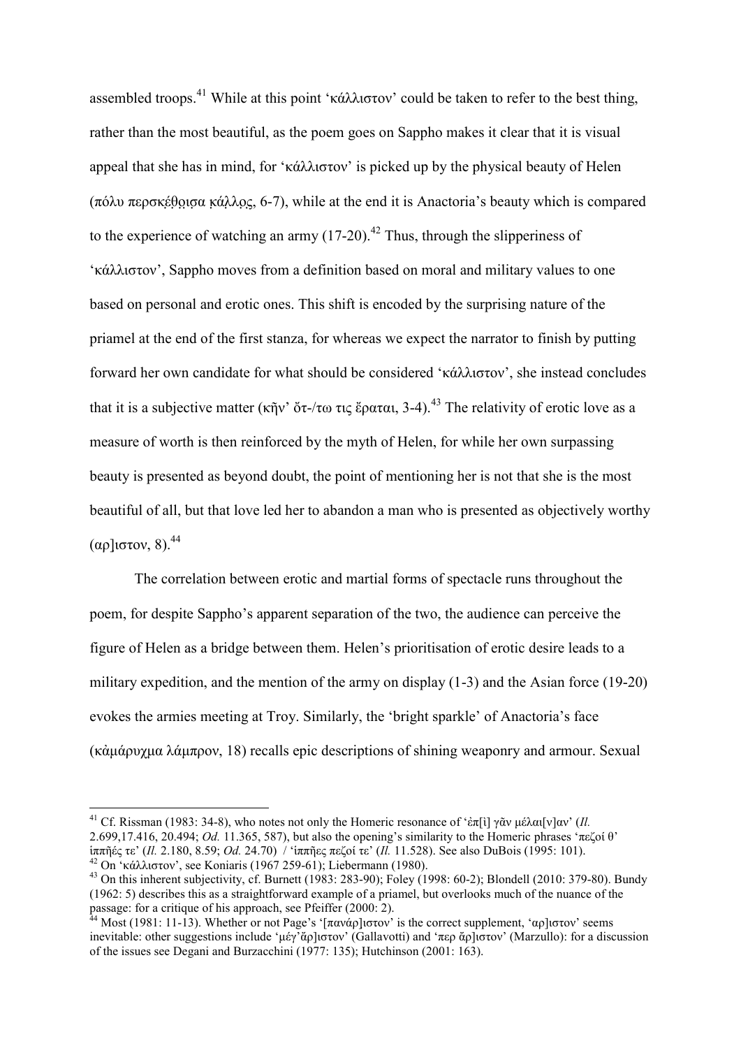assembled troops.[41] While at this point 'κάλλιστον' could be taken to refer to the best thing, rather than the most beautiful, as the poem goes on Sappho makes it clear that it is visual appeal that she has in mind, for 'κάλλιστον' is picked up by the physical beauty of Helen (πόλυ περσκέθοισα κάλλος, 6-7), while at the end it is Anactoria's beauty which is compared to the experience of watching an army (17-20).[42] Thus, through the slipperiness of 'κάλλιστον', Sappho moves from a definition based on moral and military values to one based on personal and erotic ones. This shift is encoded by the surprising nature of the priamel at the end of the first stanza, for whereas we expect the narrator to finish by putting forward her own candidate for what should be considered 'κάλλιστον', she instead concludes that it is a subjective matter (κῆν' ὄτ-/τω τις ἔραται, 3-4).[43] The relativity of erotic love as a measure of worth is then reinforced by the myth of Helen, for while her own surpassing beauty is presented as beyond doubt, the point of mentioning her is not that she is the most beautiful of all, but that love led her to abandon a man who is presented as objectively worthy (αρ]ιστον, 8).[44]

The correlation between erotic and martial forms of spectacle runs throughout the poem, for despite Sappho's apparent separation of the two, the audience can perceive the figure of Helen as a bridge between them. Helen's prioritisation of erotic desire leads to a military expedition, and the mention of the army on display (1-3) and the Asian force (19-20) evokes the armies meeting at Troy. Similarly, the 'bright sparkle' of Anactoria's face (κὰμάρυχμα λάμπρον, 18) recalls epic descriptions of shining weaponry and armour. Sexual

---

[41] Cf. Rissman (1983: 34-8), who notes not only the Homeric resonance of 'ἐπ[ὶ] γᾶν μέλαι[ν]αν' (*Il.* 2.699,17.416, 20.494; *Od.* 11.365, 587), but also the opening's similarity to the Homeric phrases 'πεζοί θ' ἱππῆές τε' (*Il.* 2.180, 8.59; *Od.* 24.70) / 'ἱππῆες πεζοί τε' (*Il.* 11.528). See also DuBois (1995: 101).

[42] On 'κάλλιστον', see Koniaris (1967 259-61); Liebermann (1980).

[43] On this inherent subjectivity, cf. Burnett (1983: 283-90); Foley (1998: 60-2); Blondell (2010: 379-80). Bundy (1962: 5) describes this as a straightforward example of a priamel, but overlooks much of the nuance of the passage: for a critique of his approach, see Pfeiffer (2000: 2).

[44] Most (1981: 11-13). Whether or not Page's '[πανάρ]ιστον' is the correct supplement, 'αρ]ιστον' seems inevitable: other suggestions include 'μέγ'ἄρ]ιστον' (Gallavotti) and 'περ ἄρ]ιστον' (Marzullo): for a discussion of the issues see Degani and Burzacchini (1977: 135); Hutchinson (2001: 163).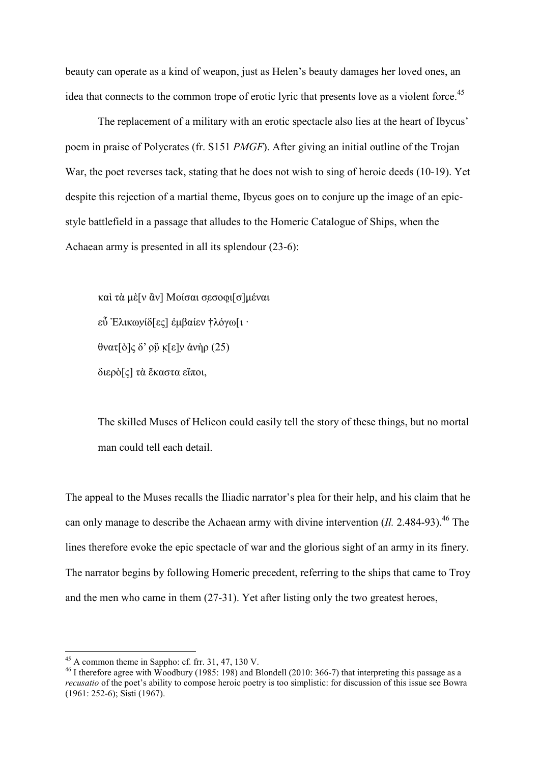beauty can operate as a kind of weapon, just as Helen's beauty damages her loved ones, an idea that connects to the common trope of erotic lyric that presents love as a violent force.[45]

The replacement of a military with an erotic spectacle also lies at the heart of Ibycus' poem in praise of Polycrates (fr. S151 *PMGF*). After giving an initial outline of the Trojan War, the poet reverses tack, stating that he does not wish to sing of heroic deeds (10-19). Yet despite this rejection of a martial theme, Ibycus goes on to conjure up the image of an epic-style battlefield in a passage that alludes to the Homeric Catalogue of Ships, when the Achaean army is presented in all its splendour (23-6):

> καὶ τὰ μὲ[ν ἂν] Μοίσαι σεσοφι[σ]μέναι
> εὖ Ἑλικωνίδ[ες] ἐμβαίεν †λόγω[ι ·
> θνατ[ὸ]ς δ' οὔ κ[ε]ν ἀνὴρ (25)
> διερὸ[ς] τὰ ἕκαστα εἴποι,
>
> The skilled Muses of Helicon could easily tell the story of these things, but no mortal man could tell each detail.

The appeal to the Muses recalls the Iliadic narrator's plea for their help, and his claim that he can only manage to describe the Achaean army with divine intervention (*Il.* 2.484-93).[46] The lines therefore evoke the epic spectacle of war and the glorious sight of an army in its finery. The narrator begins by following Homeric precedent, referring to the ships that came to Troy and the men who came in them (27-31). Yet after listing only the two greatest heroes,

---

[45] A common theme in Sappho: cf. frr. 31, 47, 130 V.

[46] I therefore agree with Woodbury (1985: 198) and Blondell (2010: 366-7) that interpreting this passage as a *recusatio* of the poet's ability to compose heroic poetry is too simplistic: for discussion of this issue see Bowra (1961: 252-6); Sisti (1967).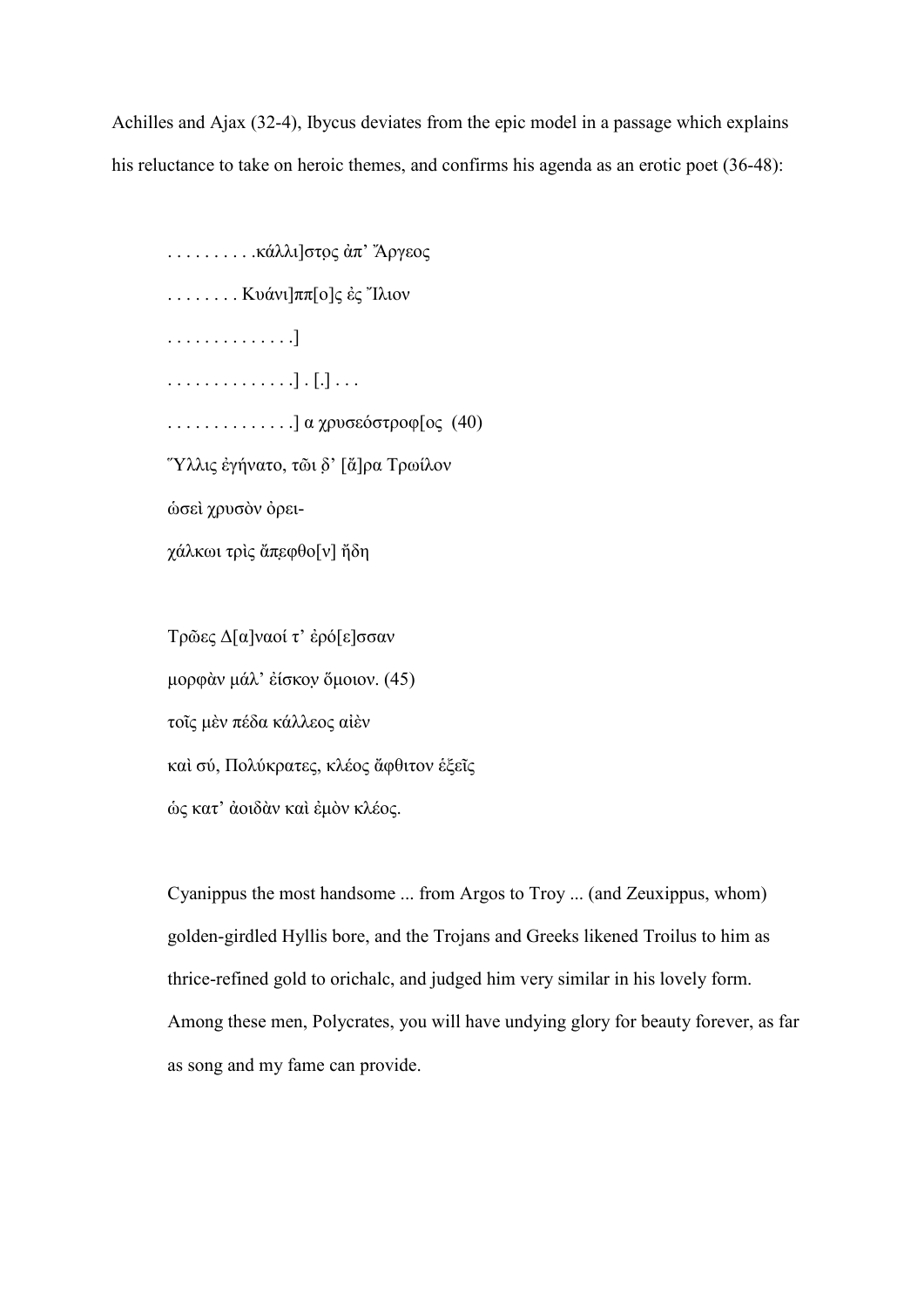Achilles and Ajax (32-4), Ibycus deviates from the epic model in a passage which explains his reluctance to take on heroic themes, and confirms his agenda as an erotic poet (36-48):

> . . . . . . . . . .κάλλι]στọς ἀπ’ Ἄργεος
>
> . . . . . . . . Κυάνι]ππ[ο]ς ἐς Ἴλιον
>
> . . . . . . . . . . . . . .]
>
> . . . . . . . . . . . . . .] . [.] . . .
>
> . . . . . . . . . . . . . .] α χρυσεόστροφ[ος (40)
>
> Ὕλλις ἐγήνατο, τῶι δ’ [ἄ]ρα Τρωίλον
>
> ὡσεὶ χρυσὸν ὀρει-
>
> χάλκωι τρὶς ἄπεφθο[ν] ἤδη
>
> Τρῶες Δ[α]ναοί τ’ ἐρό[ε]σσαν
>
> μορφὰν μάλ’ ἐίσκον ὅμοιον. (45)
>
> τοῖς μὲν πέδα κάλλεος αἰὲν
>
> καὶ σύ, Πολύκρατες, κλέος ἄφθιτον ἑξεῖς
>
> ὡς κατ’ ἀοιδὰν καὶ ἐμὸν κλέος.

> Cyanippus the most handsome ... from Argos to Troy ... (and Zeuxippus, whom) golden-girdled Hyllis bore, and the Trojans and Greeks likened Troilus to him as thrice-refined gold to orichalc, and judged him very similar in his lovely form. Among these men, Polycrates, you will have undying glory for beauty forever, as far as song and my fame can provide.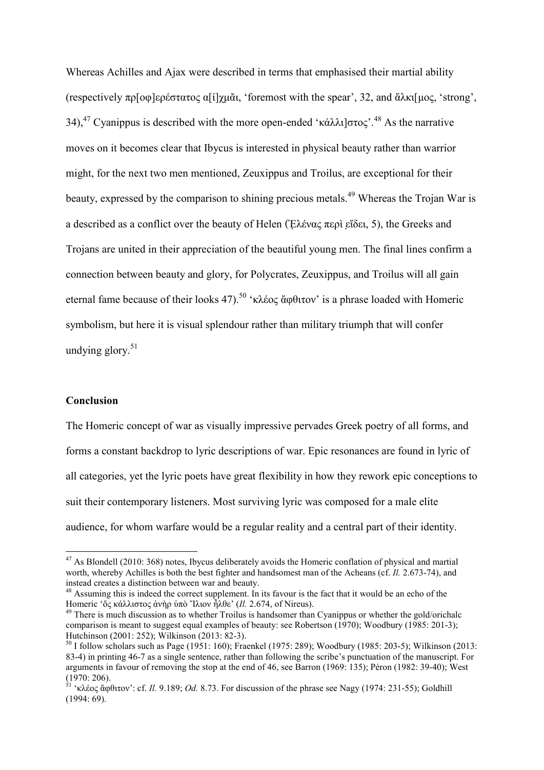Whereas Achilles and Ajax were described in terms that emphasised their martial ability (respectively πρ[οφ]ερέστατος α[ἰ]χμᾶι, 'foremost with the spear', 32, and ἄλκι[μος, 'strong', 34),[47] Cyanippus is described with the more open-ended 'κάλλι]στος'.[48] As the narrative moves on it becomes clear that Ibycus is interested in physical beauty rather than warrior might, for the next two men mentioned, Zeuxippus and Troilus, are exceptional for their beauty, expressed by the comparison to shining precious metals.[49] Whereas the Trojan War is a described as a conflict over the beauty of Helen (Ἑ̣λένας περὶ ε̣ἴδει, 5), the Greeks and Trojans are united in their appreciation of the beautiful young men. The final lines confirm a connection between beauty and glory, for Polycrates, Zeuxippus, and Troilus will all gain eternal fame because of their looks 47).[50] 'κλέος ἄφθιτον' is a phrase loaded with Homeric symbolism, but here it is visual splendour rather than military triumph that will confer undying glory.[51]

## Conclusion

The Homeric concept of war as visually impressive pervades Greek poetry of all forms, and forms a constant backdrop to lyric descriptions of war. Epic resonances are found in lyric of all categories, yet the lyric poets have great flexibility in how they rework epic conceptions to suit their contemporary listeners. Most surviving lyric was composed for a male elite audience, for whom warfare would be a regular reality and a central part of their identity.

---

[47] As Blondell (2010: 368) notes, Ibycus deliberately avoids the Homeric conflation of physical and martial worth, whereby Achilles is both the best fighter and handsomest man of the Acheans (cf. *Il.* 2.673-74), and instead creates a distinction between war and beauty.

[48] Assuming this is indeed the correct supplement. In its favour is the fact that it would be an echo of the Homeric 'ὃς κάλλιστος ἀνὴρ ὑπὸ Ἴλιον ἦλθε' (*Il.* 2.674, of Nireus).

[49] There is much discussion as to whether Troilus is handsomer than Cyanippus or whether the gold/orichalc comparison is meant to suggest equal examples of beauty: see Robertson (1970); Woodbury (1985: 201-3); Hutchinson (2001: 252); Wilkinson (2013: 82-3).

[50] I follow scholars such as Page (1951: 160); Fraenkel (1975: 289); Woodbury (1985: 203-5); Wilkinson (2013: 83-4) in printing 46-7 as a single sentence, rather than following the scribe's punctuation of the manuscript. For arguments in favour of removing the stop at the end of 46, see Barron (1969: 135); Péron (1982: 39-40); West (1970: 206).

[51] 'κλέος ἄφθιτον': cf. *Il.* 9.189; *Od.* 8.73. For discussion of the phrase see Nagy (1974: 231-55); Goldhill (1994: 69).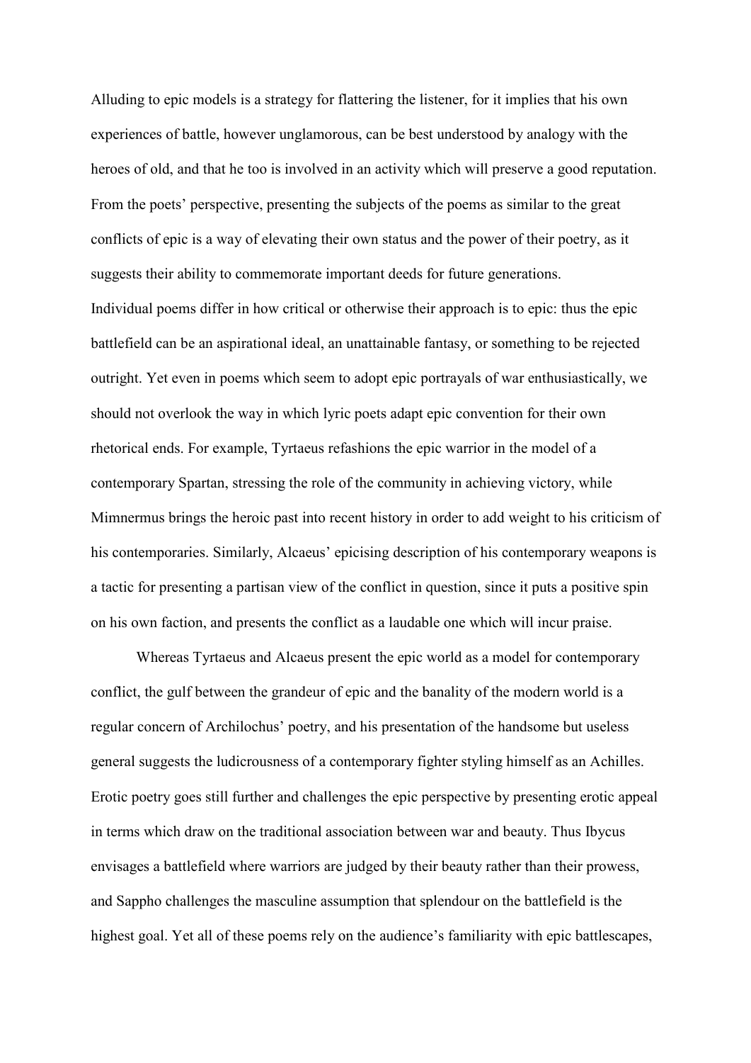Alluding to epic models is a strategy for flattering the listener, for it implies that his own experiences of battle, however unglamorous, can be best understood by analogy with the heroes of old, and that he too is involved in an activity which will preserve a good reputation. From the poets' perspective, presenting the subjects of the poems as similar to the great conflicts of epic is a way of elevating their own status and the power of their poetry, as it suggests their ability to commemorate important deeds for future generations.

Individual poems differ in how critical or otherwise their approach is to epic: thus the epic battlefield can be an aspirational ideal, an unattainable fantasy, or something to be rejected outright. Yet even in poems which seem to adopt epic portrayals of war enthusiastically, we should not overlook the way in which lyric poets adapt epic convention for their own rhetorical ends. For example, Tyrtaeus refashions the epic warrior in the model of a contemporary Spartan, stressing the role of the community in achieving victory, while Mimnermus brings the heroic past into recent history in order to add weight to his criticism of his contemporaries. Similarly, Alcaeus' epicising description of his contemporary weapons is a tactic for presenting a partisan view of the conflict in question, since it puts a positive spin on his own faction, and presents the conflict as a laudable one which will incur praise.

Whereas Tyrtaeus and Alcaeus present the epic world as a model for contemporary conflict, the gulf between the grandeur of epic and the banality of the modern world is a regular concern of Archilochus' poetry, and his presentation of the handsome but useless general suggests the ludicrousness of a contemporary fighter styling himself as an Achilles. Erotic poetry goes still further and challenges the epic perspective by presenting erotic appeal in terms which draw on the traditional association between war and beauty. Thus Ibycus envisages a battlefield where warriors are judged by their beauty rather than their prowess, and Sappho challenges the masculine assumption that splendour on the battlefield is the highest goal. Yet all of these poems rely on the audience's familiarity with epic battlescapes,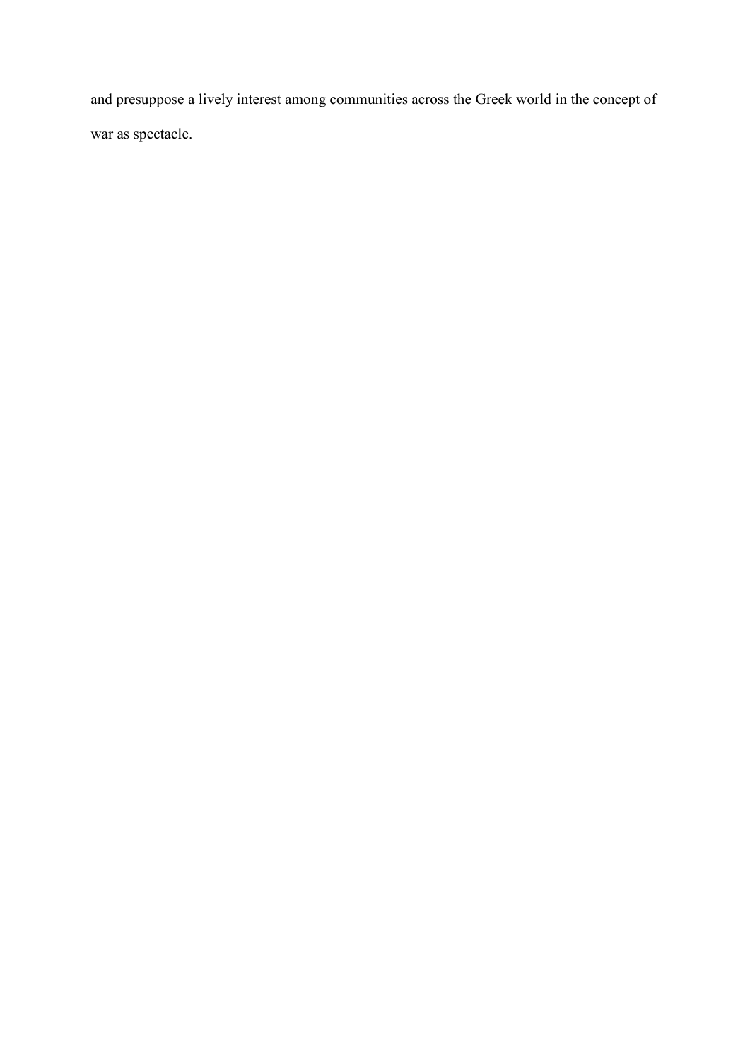and presuppose a lively interest among communities across the Greek world in the concept of war as spectacle.